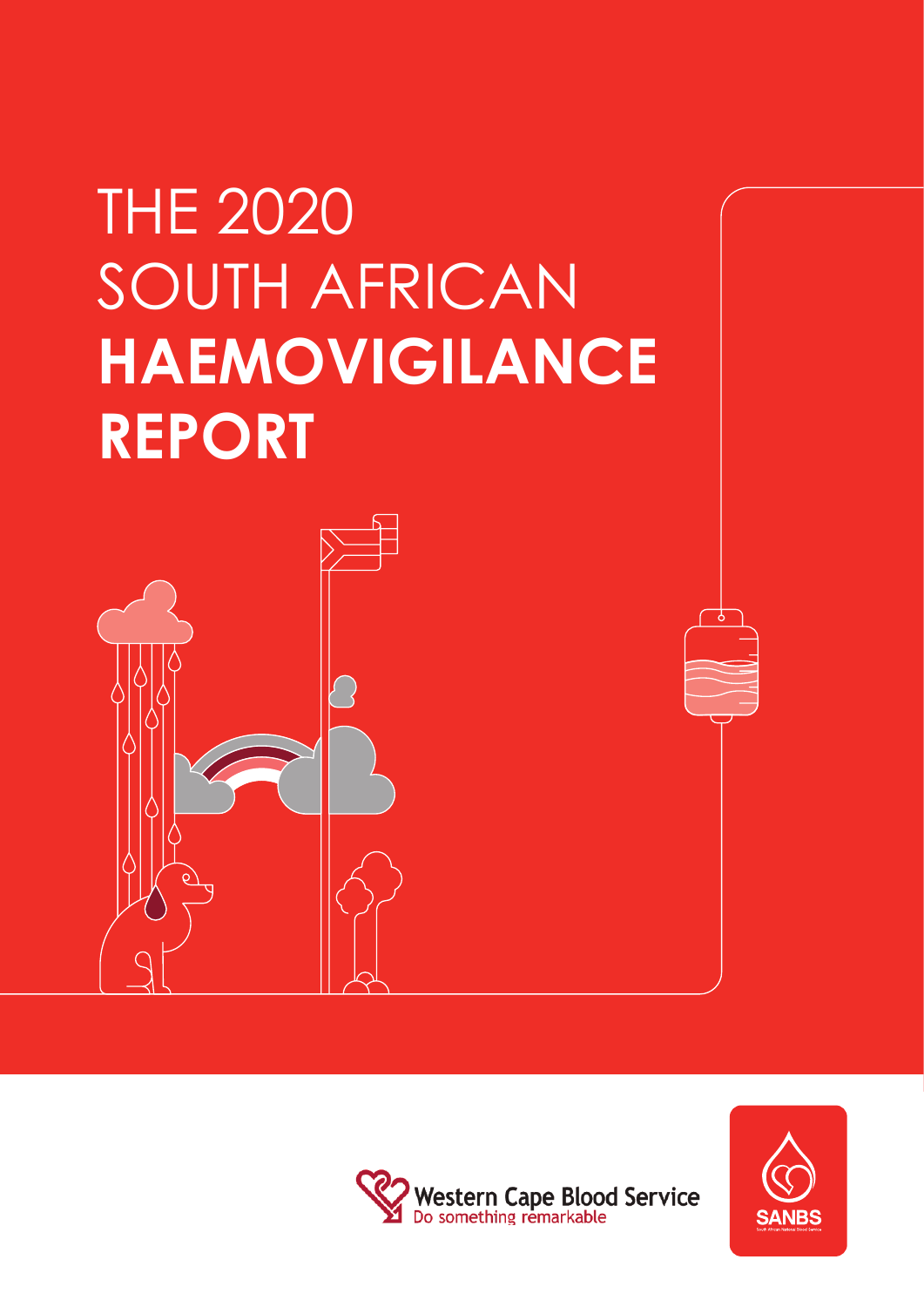# THE 2020 SOUTH AFRICAN **HAEMOVIGILANCE REPORT**

Western Cape Blood Service
Do something remarkable

SANBS
South African National Blood Service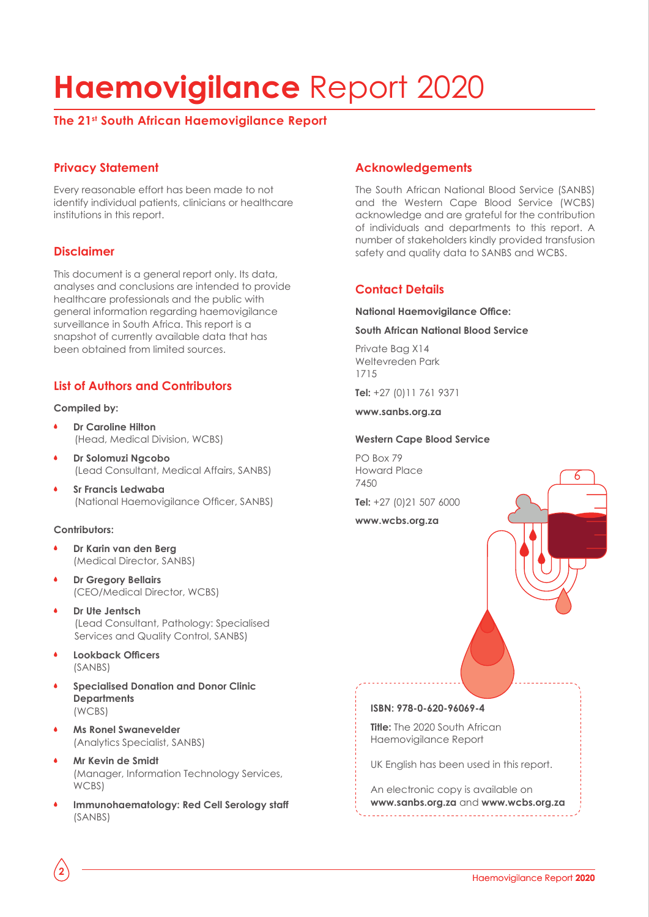# **Haemovigilance** Report 2020

**The 21st South African Haemovigilance Report**

## Privacy Statement

Every reasonable effort has been made to not identify individual patients, clinicians or healthcare institutions in this report.

## Disclaimer

This document is a general report only. Its data, analyses and conclusions are intended to provide healthcare professionals and the public with general information regarding haemovigilance surveillance in South Africa. This report is a snapshot of currently available data that has been obtained from limited sources.

## List of Authors and Contributors

**Compiled by:**

- **Dr Caroline Hilton** (Head, Medical Division, WCBS)
- **Dr Solomuzi Ngcobo** (Lead Consultant, Medical Affairs, SANBS)
- **Sr Francis Ledwaba** (National Haemovigilance Officer, SANBS)

**Contributors:**

- **Dr Karin van den Berg** (Medical Director, SANBS)
- **Dr Gregory Bellairs** (CEO/Medical Director, WCBS)
- **Dr Ute Jentsch** (Lead Consultant, Pathology: Specialised Services and Quality Control, SANBS)
- **Lookback Officers** (SANBS)
- **Specialised Donation and Donor Clinic Departments** (WCBS)
- **Ms Ronel Swanevelder** (Analytics Specialist, SANBS)
- **Mr Kevin de Smidt** (Manager, Information Technology Services, WCBS)
- **Immunohaematology: Red Cell Serology staff** (SANBS)

## Acknowledgements

The South African National Blood Service (SANBS) and the Western Cape Blood Service (WCBS) acknowledge and are grateful for the contribution of individuals and departments to this report. A number of stakeholders kindly provided transfusion safety and quality data to SANBS and WCBS.

## Contact Details

**National Haemovigilance Office:**

**South African National Blood Service**

Private Bag X14
Weltevreden Park
1715

**Tel:** +27 (0)11 761 9371

**www.sanbs.org.za**

**Western Cape Blood Service**

PO Box 79
Howard Place
7450

**Tel:** +27 (0)21 507 6000

**www.wcbs.org.za**

**ISBN: 978-0-620-96069-4**

**Title:** The 2020 South African Haemovigilance Report

UK English has been used in this report.

An electronic copy is available on **www.sanbs.org.za** and **www.wcbs.org.za**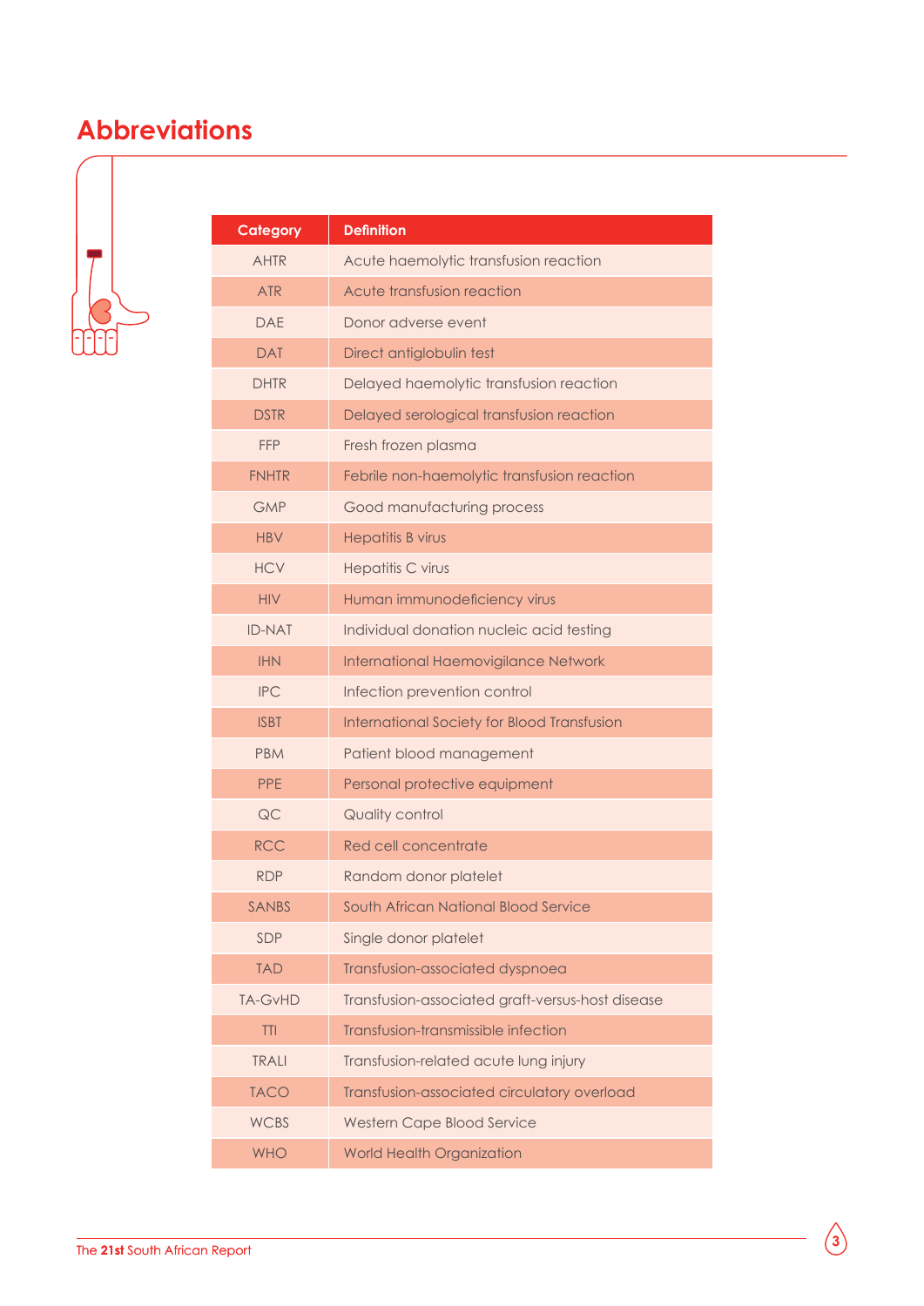# Abbreviations

| Category | Definition |
|---|---|
| AHTR | Acute haemolytic transfusion reaction |
| ATR | Acute transfusion reaction |
| DAE | Donor adverse event |
| DAT | Direct antiglobulin test |
| DHTR | Delayed haemolytic transfusion reaction |
| DSTR | Delayed serological transfusion reaction |
| FFP | Fresh frozen plasma |
| FNHTR | Febrile non-haemolytic transfusion reaction |
| GMP | Good manufacturing process |
| HBV | Hepatitis B virus |
| HCV | Hepatitis C virus |
| HIV | Human immunodeficiency virus |
| ID-NAT | Individual donation nucleic acid testing |
| IHN | International Haemovigilance Network |
| IPC | Infection prevention control |
| ISBT | International Society for Blood Transfusion |
| PBM | Patient blood management |
| PPE | Personal protective equipment |
| QC | Quality control |
| RCC | Red cell concentrate |
| RDP | Random donor platelet |
| SANBS | South African National Blood Service |
| SDP | Single donor platelet |
| TAD | Transfusion-associated dyspnoea |
| TA-GvHD | Transfusion-associated graft-versus-host disease |
| TTI | Transfusion-transmissible infection |
| TRALI | Transfusion-related acute lung injury |
| TACO | Transfusion-associated circulatory overload |
| WCBS | Western Cape Blood Service |
| WHO | World Health Organization |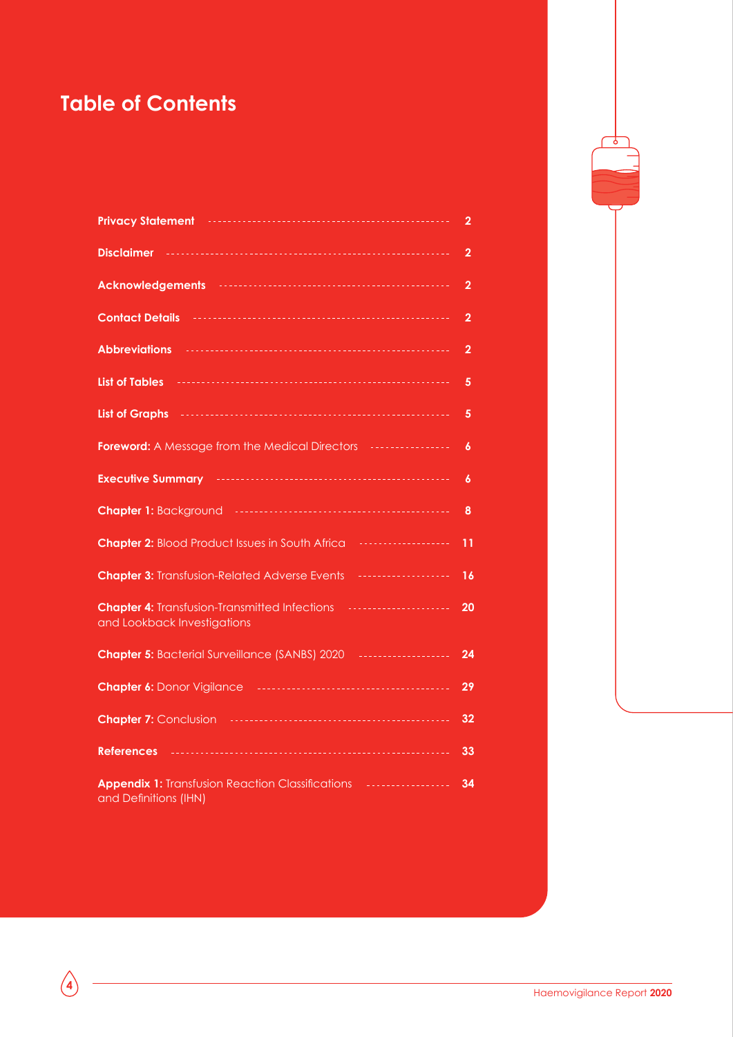# Table of Contents

| | |
|---|---|
| **Privacy Statement** | 2 |
| **Disclaimer** | 2 |
| **Acknowledgements** | 2 |
| **Contact Details** | 2 |
| **Abbreviations** | 2 |
| **List of Tables** | 5 |
| **List of Graphs** | 5 |
| **Foreword:** A Message from the Medical Directors | 6 |
| **Executive Summary** | 6 |
| **Chapter 1:** Background | 8 |
| **Chapter 2:** Blood Product Issues in South Africa | 11 |
| **Chapter 3:** Transfusion-Related Adverse Events | 16 |
| **Chapter 4:** Transfusion-Transmitted Infections and Lookback Investigations | 20 |
| **Chapter 5:** Bacterial Surveillance (SANBS) 2020 | 24 |
| **Chapter 6:** Donor Vigilance | 29 |
| **Chapter 7:** Conclusion | 32 |
| **References** | 33 |
| **Appendix 1:** Transfusion Reaction Classifications and Definitions (IHN) | 34 |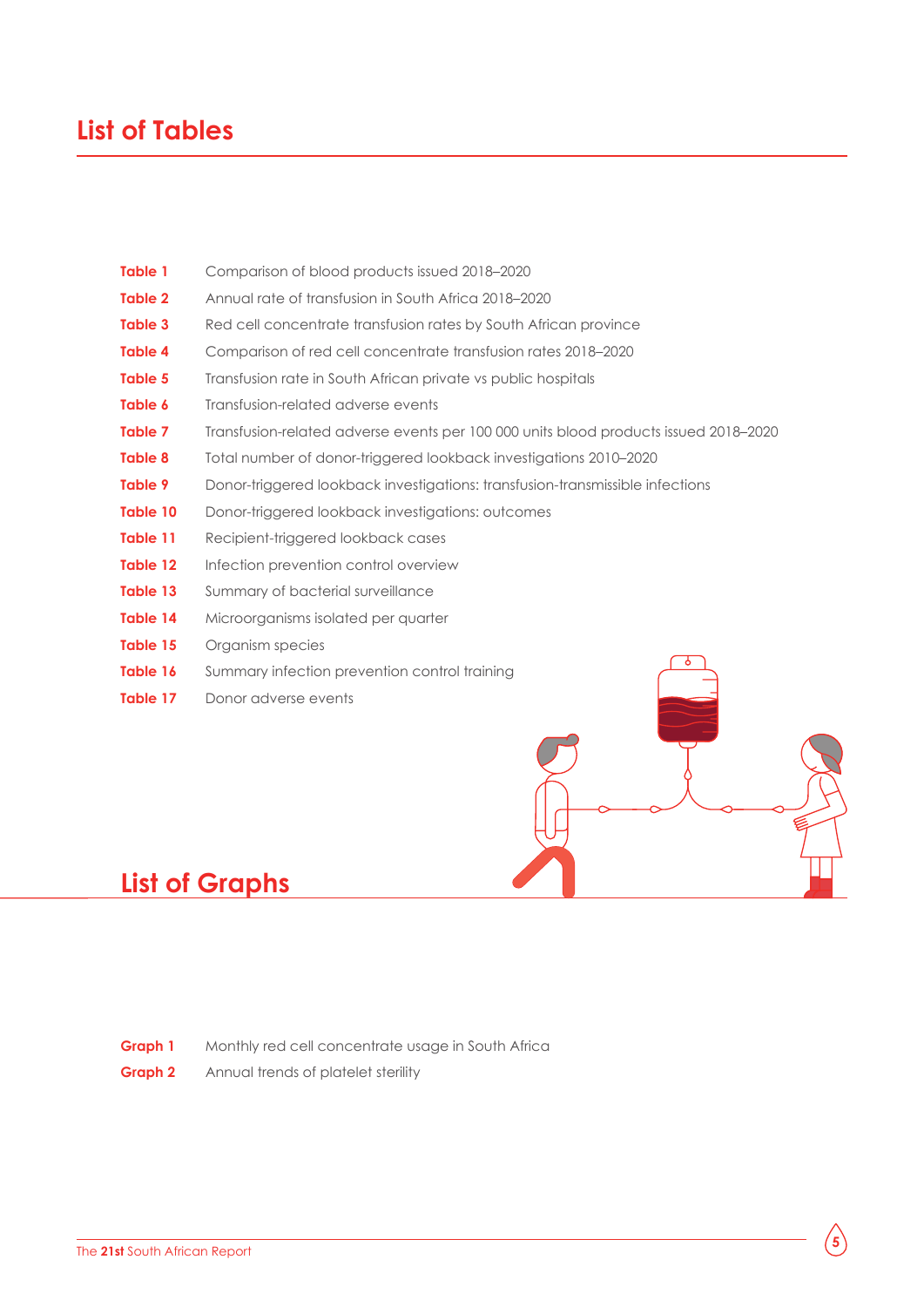# List of Tables

| | |
|---|---|
| **Table 1** | Comparison of blood products issued 2018–2020 |
| **Table 2** | Annual rate of transfusion in South Africa 2018–2020 |
| **Table 3** | Red cell concentrate transfusion rates by South African province |
| **Table 4** | Comparison of red cell concentrate transfusion rates 2018–2020 |
| **Table 5** | Transfusion rate in South African private vs public hospitals |
| **Table 6** | Transfusion-related adverse events |
| **Table 7** | Transfusion-related adverse events per 100 000 units blood products issued 2018–2020 |
| **Table 8** | Total number of donor-triggered lookback investigations 2010–2020 |
| **Table 9** | Donor-triggered lookback investigations: transfusion-transmissible infections |
| **Table 10** | Donor-triggered lookback investigations: outcomes |
| **Table 11** | Recipient-triggered lookback cases |
| **Table 12** | Infection prevention control overview |
| **Table 13** | Summary of bacterial surveillance |
| **Table 14** | Microorganisms isolated per quarter |
| **Table 15** | Organism species |
| **Table 16** | Summary infection prevention control training |
| **Table 17** | Donor adverse events |

# List of Graphs

| | |
|---|---|
| **Graph 1** | Monthly red cell concentrate usage in South Africa |
| **Graph 2** | Annual trends of platelet sterility |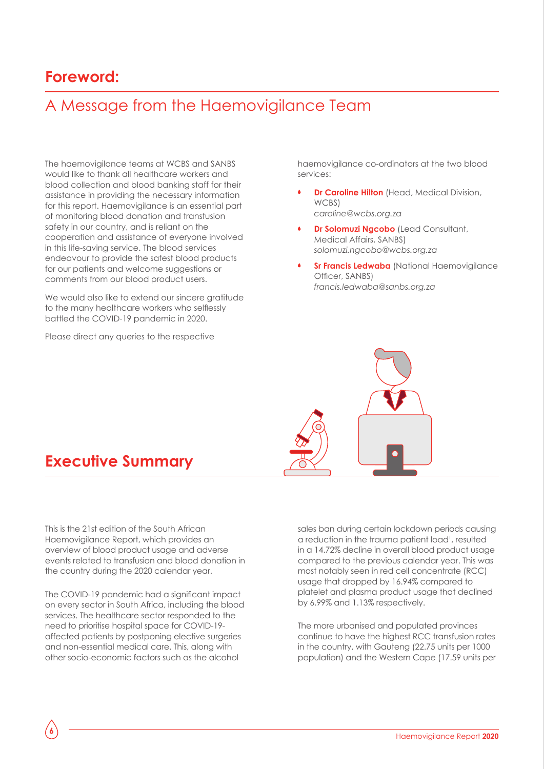## Foreword:

# A Message from the Haemovigilance Team

The haemovigilance teams at WCBS and SANBS would like to thank all healthcare workers and blood collection and blood banking staff for their assistance in providing the necessary information for this report. Haemovigilance is an essential part of monitoring blood donation and transfusion safety in our country, and is reliant on the cooperation and assistance of everyone involved in this life-saving service. The blood services endeavour to provide the safest blood products for our patients and welcome suggestions or comments from our blood product users.

We would also like to extend our sincere gratitude to the many healthcare workers who selflessly battled the COVID-19 pandemic in 2020.

Please direct any queries to the respective haemovigilance co-ordinators at the two blood services:

- **Dr Caroline Hilton** (Head, Medical Division, WCBS)
  *caroline@wcbs.org.za*
- **Dr Solomuzi Ngcobo** (Lead Consultant, Medical Affairs, SANBS)
  *solomuzi.ngcobo@wcbs.org.za*
- **Sr Francis Ledwaba** (National Haemovigilance Officer, SANBS)
  *francis.ledwaba@sanbs.org.za*

## Executive Summary

This is the 21st edition of the South African Haemovigilance Report, which provides an overview of blood product usage and adverse events related to transfusion and blood donation in the country during the 2020 calendar year.

The COVID-19 pandemic had a significant impact on every sector in South Africa, including the blood services. The healthcare sector responded to the need to prioritise hospital space for COVID-19-affected patients by postponing elective surgeries and non-essential medical care. This, along with other socio-economic factors such as the alcohol sales ban during certain lockdown periods causing a reduction in the trauma patient load[1], resulted in a 14.72% decline in overall blood product usage compared to the previous calendar year. This was most notably seen in red cell concentrate (RCC) usage that dropped by 16.94% compared to platelet and plasma product usage that declined by 6.99% and 1.13% respectively.

The more urbanised and populated provinces continue to have the highest RCC transfusion rates in the country, with Gauteng (22.75 units per 1000 population) and the Western Cape (17.59 units per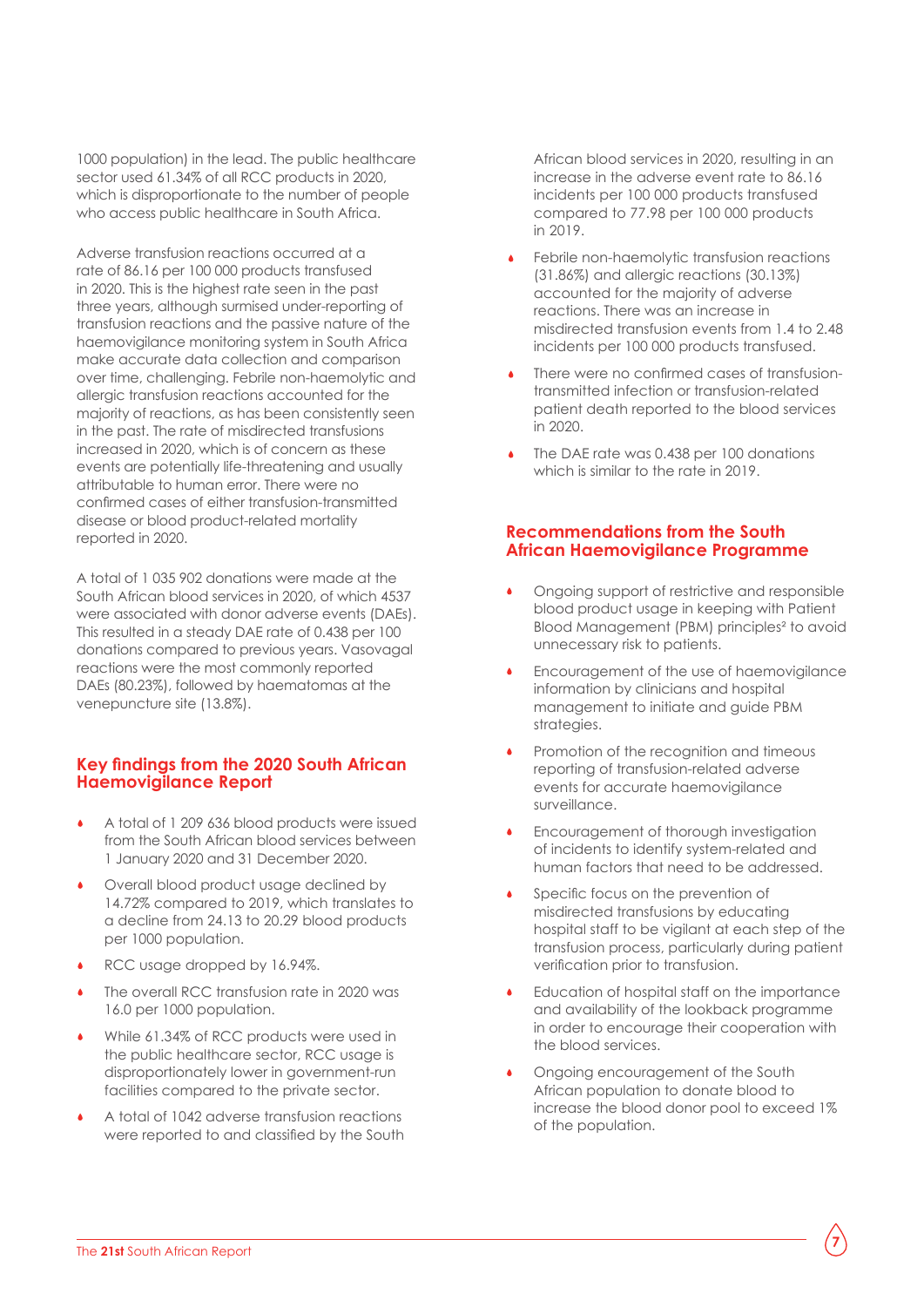1000 population) in the lead. The public healthcare sector used 61.34% of all RCC products in 2020, which is disproportionate to the number of people who access public healthcare in South Africa.

Adverse transfusion reactions occurred at a rate of 86.16 per 100 000 products transfused in 2020. This is the highest rate seen in the past three years, although surmised under-reporting of transfusion reactions and the passive nature of the haemovigilance monitoring system in South Africa make accurate data collection and comparison over time, challenging. Febrile non-haemolytic and allergic transfusion reactions accounted for the majority of reactions, as has been consistently seen in the past. The rate of misdirected transfusions increased in 2020, which is of concern as these events are potentially life-threatening and usually attributable to human error. There were no confirmed cases of either transfusion-transmitted disease or blood product-related mortality reported in 2020.

A total of 1 035 902 donations were made at the South African blood services in 2020, of which 4537 were associated with donor adverse events (DAEs). This resulted in a steady DAE rate of 0.438 per 100 donations compared to previous years. Vasovagal reactions were the most commonly reported DAEs (80.23%), followed by haematomas at the venepuncture site (13.8%).

## Key findings from the 2020 South African Haemovigilance Report

- A total of 1 209 636 blood products were issued from the South African blood services between 1 January 2020 and 31 December 2020.
- Overall blood product usage declined by 14.72% compared to 2019, which translates to a decline from 24.13 to 20.29 blood products per 1000 population.
- RCC usage dropped by 16.94%.
- The overall RCC transfusion rate in 2020 was 16.0 per 1000 population.
- While 61.34% of RCC products were used in the public healthcare sector, RCC usage is disproportionately lower in government-run facilities compared to the private sector.
- A total of 1042 adverse transfusion reactions were reported to and classified by the South African blood services in 2020, resulting in an increase in the adverse event rate to 86.16 incidents per 100 000 products transfused compared to 77.98 per 100 000 products in 2019.
- Febrile non-haemolytic transfusion reactions (31.86%) and allergic reactions (30.13%) accounted for the majority of adverse reactions. There was an increase in misdirected transfusion events from 1.4 to 2.48 incidents per 100 000 products transfused.
- There were no confirmed cases of transfusion-transmitted infection or transfusion-related patient death reported to the blood services in 2020.
- The DAE rate was 0.438 per 100 donations which is similar to the rate in 2019.

## Recommendations from the South African Haemovigilance Programme

- Ongoing support of restrictive and responsible blood product usage in keeping with Patient Blood Management (PBM) principles[2] to avoid unnecessary risk to patients.
- Encouragement of the use of haemovigilance information by clinicians and hospital management to initiate and guide PBM strategies.
- Promotion of the recognition and timeous reporting of transfusion-related adverse events for accurate haemovigilance surveillance.
- Encouragement of thorough investigation of incidents to identify system-related and human factors that need to be addressed.
- Specific focus on the prevention of misdirected transfusions by educating hospital staff to be vigilant at each step of the transfusion process, particularly during patient verification prior to transfusion.
- Education of hospital staff on the importance and availability of the lookback programme in order to encourage their cooperation with the blood services.
- Ongoing encouragement of the South African population to donate blood to increase the blood donor pool to exceed 1% of the population.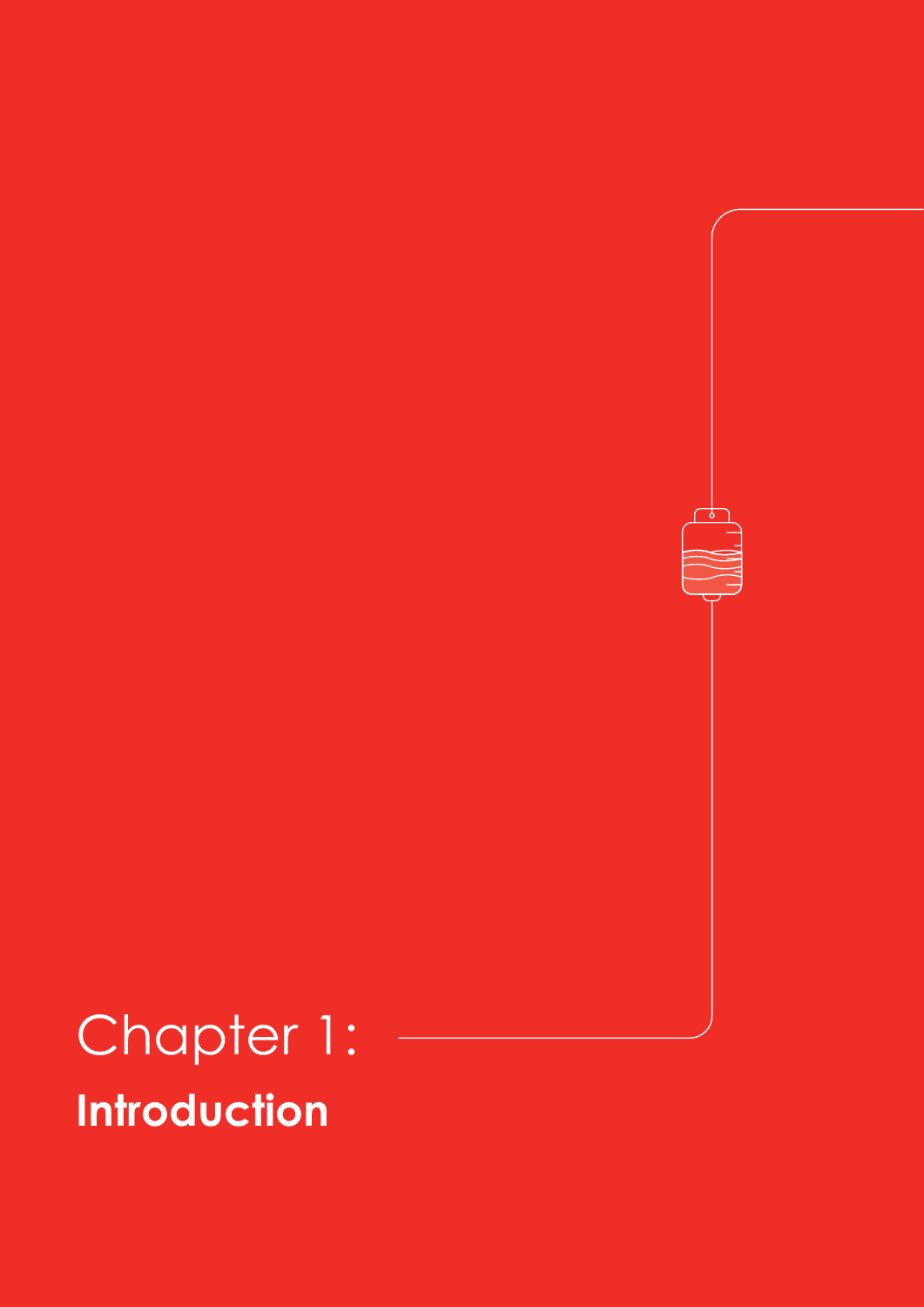# Chapter 1:
## Introduction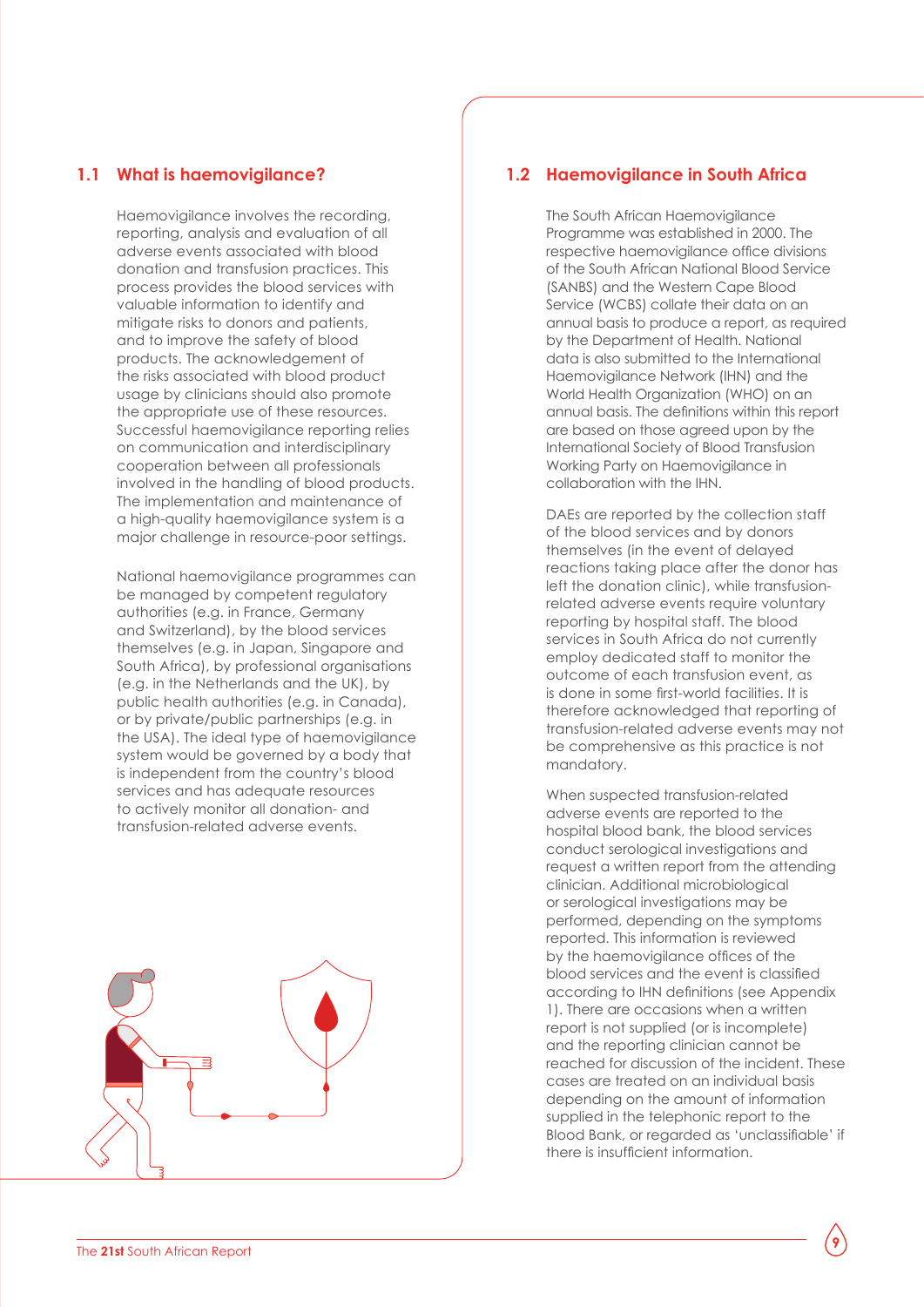## 1.1 What is haemovigilance?

Haemovigilance involves the recording, reporting, analysis and evaluation of all adverse events associated with blood donation and transfusion practices. This process provides the blood services with valuable information to identify and mitigate risks to donors and patients, and to improve the safety of blood products. The acknowledgement of the risks associated with blood product usage by clinicians should also promote the appropriate use of these resources. Successful haemovigilance reporting relies on communication and interdisciplinary cooperation between all professionals involved in the handling of blood products. The implementation and maintenance of a high-quality haemovigilance system is a major challenge in resource-poor settings.

National haemovigilance programmes can be managed by competent regulatory authorities (e.g. in France, Germany and Switzerland), by the blood services themselves (e.g. in Japan, Singapore and South Africa), by professional organisations (e.g. in the Netherlands and the UK), by public health authorities (e.g. in Canada), or by private/public partnerships (e.g. in the USA). The ideal type of haemovigilance system would be governed by a body that is independent from the country's blood services and has adequate resources to actively monitor all donation- and transfusion-related adverse events.

## 1.2 Haemovigilance in South Africa

The South African Haemovigilance Programme was established in 2000. The respective haemovigilance office divisions of the South African National Blood Service (SANBS) and the Western Cape Blood Service (WCBS) collate their data on an annual basis to produce a report, as required by the Department of Health. National data is also submitted to the International Haemovigilance Network (IHN) and the World Health Organization (WHO) on an annual basis. The definitions within this report are based on those agreed upon by the International Society of Blood Transfusion Working Party on Haemovigilance in collaboration with the IHN.

DAEs are reported by the collection staff of the blood services and by donors themselves (in the event of delayed reactions taking place after the donor has left the donation clinic), while transfusion-related adverse events require voluntary reporting by hospital staff. The blood services in South Africa do not currently employ dedicated staff to monitor the outcome of each transfusion event, as is done in some first-world facilities. It is therefore acknowledged that reporting of transfusion-related adverse events may not be comprehensive as this practice is not mandatory.

When suspected transfusion-related adverse events are reported to the hospital blood bank, the blood services conduct serological investigations and request a written report from the attending clinician. Additional microbiological or serological investigations may be performed, depending on the symptoms reported. This information is reviewed by the haemovigilance offices of the blood services and the event is classified according to IHN definitions (see Appendix 1). There are occasions when a written report is not supplied (or is incomplete) and the reporting clinician cannot be reached for discussion of the incident. These cases are treated on an individual basis depending on the amount of information supplied in the telephonic report to the Blood Bank, or regarded as 'unclassifiable' if there is insufficient information.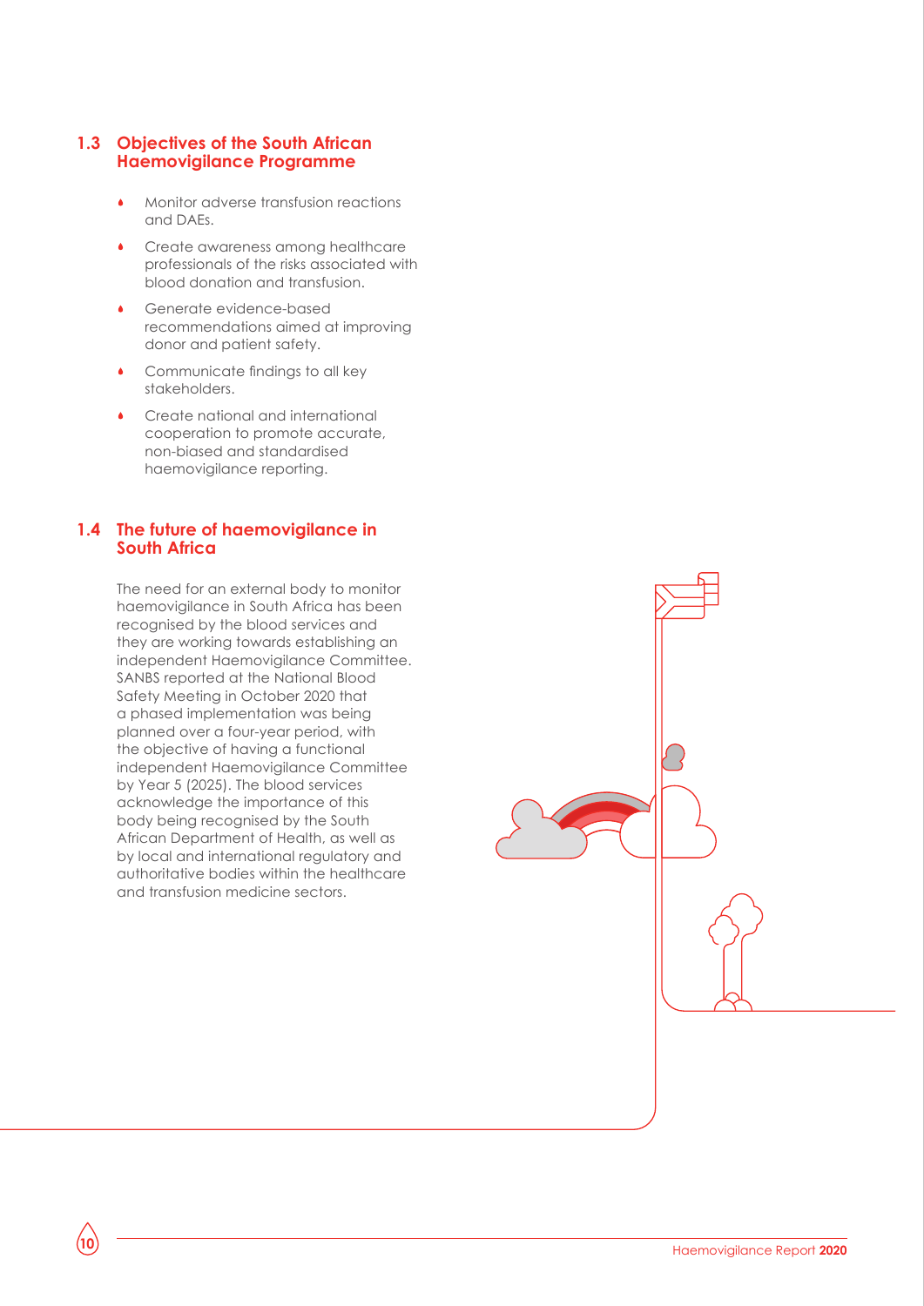## 1.3 Objectives of the South African Haemovigilance Programme

- Monitor adverse transfusion reactions and DAEs.
- Create awareness among healthcare professionals of the risks associated with blood donation and transfusion.
- Generate evidence-based recommendations aimed at improving donor and patient safety.
- Communicate findings to all key stakeholders.
- Create national and international cooperation to promote accurate, non-biased and standardised haemovigilance reporting.

## 1.4 The future of haemovigilance in South Africa

The need for an external body to monitor haemovigilance in South Africa has been recognised by the blood services and they are working towards establishing an independent Haemovigilance Committee. SANBS reported at the National Blood Safety Meeting in October 2020 that a phased implementation was being planned over a four-year period, with the objective of having a functional independent Haemovigilance Committee by Year 5 (2025). The blood services acknowledge the importance of this body being recognised by the South African Department of Health, as well as by local and international regulatory and authoritative bodies within the healthcare and transfusion medicine sectors.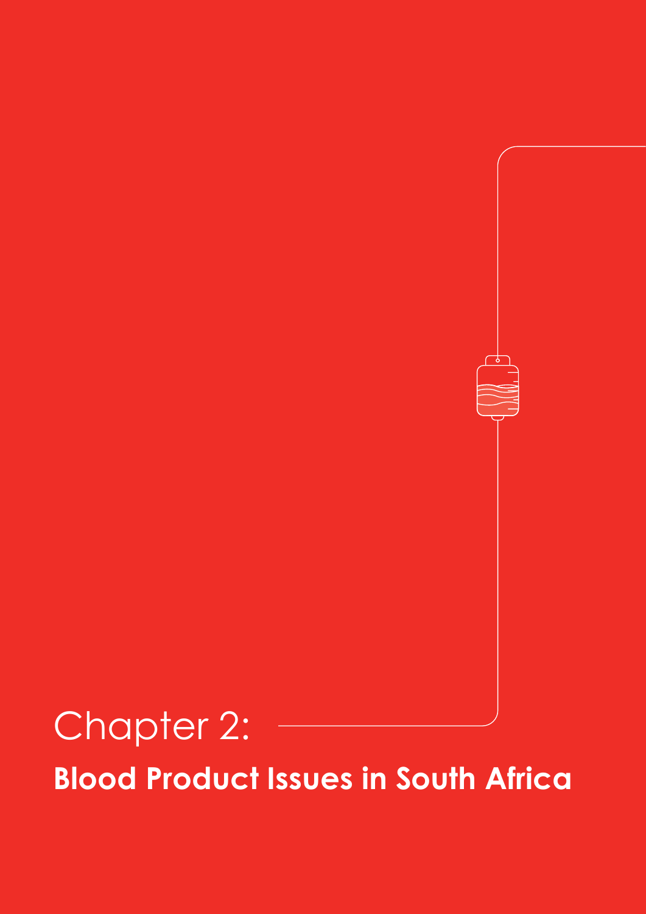# Chapter 2:

## Blood Product Issues in South Africa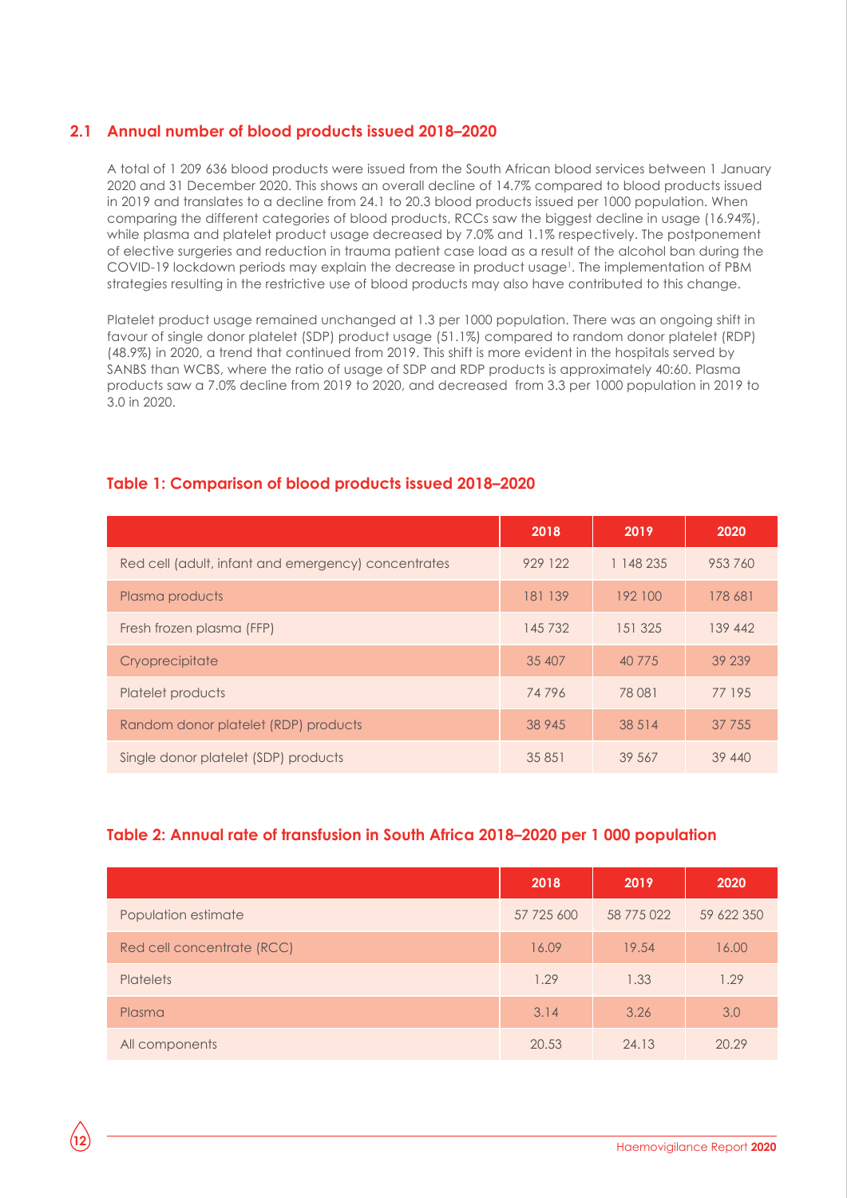## 2.1 Annual number of blood products issued 2018–2020

A total of 1 209 636 blood products were issued from the South African blood services between 1 January 2020 and 31 December 2020. This shows an overall decline of 14.7% compared to blood products issued in 2019 and translates to a decline from 24.1 to 20.3 blood products issued per 1000 population. When comparing the different categories of blood products, RCCs saw the biggest decline in usage (16.94%), while plasma and platelet product usage decreased by 7.0% and 1.1% respectively. The postponement of elective surgeries and reduction in trauma patient case load as a result of the alcohol ban during the COVID-19 lockdown periods may explain the decrease in product usage[1]. The implementation of PBM strategies resulting in the restrictive use of blood products may also have contributed to this change.

Platelet product usage remained unchanged at 1.3 per 1000 population. There was an ongoing shift in favour of single donor platelet (SDP) product usage (51.1%) compared to random donor platelet (RDP) (48.9%) in 2020, a trend that continued from 2019. This shift is more evident in the hospitals served by SANBS than WCBS, where the ratio of usage of SDP and RDP products is approximately 40:60. Plasma products saw a 7.0% decline from 2019 to 2020, and decreased from 3.3 per 1000 population in 2019 to 3.0 in 2020.

### Table 1: Comparison of blood products issued 2018–2020

| | 2018 | 2019 | 2020 |
|---|---|---|---|
| Red cell (adult, infant and emergency) concentrates | 929 122 | 1 148 235 | 953 760 |
| Plasma products | 181 139 | 192 100 | 178 681 |
| Fresh frozen plasma (FFP) | 145 732 | 151 325 | 139 442 |
| Cryoprecipitate | 35 407 | 40 775 | 39 239 |
| Platelet products | 74 796 | 78 081 | 77 195 |
| Random donor platelet (RDP) products | 38 945 | 38 514 | 37 755 |
| Single donor platelet (SDP) products | 35 851 | 39 567 | 39 440 |

### Table 2: Annual rate of transfusion in South Africa 2018–2020 per 1 000 population

| | 2018 | 2019 | 2020 |
|---|---|---|---|
| Population estimate | 57 725 600 | 58 775 022 | 59 622 350 |
| Red cell concentrate (RCC) | 16.09 | 19.54 | 16.00 |
| Platelets | 1.29 | 1.33 | 1.29 |
| Plasma | 3.14 | 3.26 | 3.0 |
| All components | 20.53 | 24.13 | 20.29 |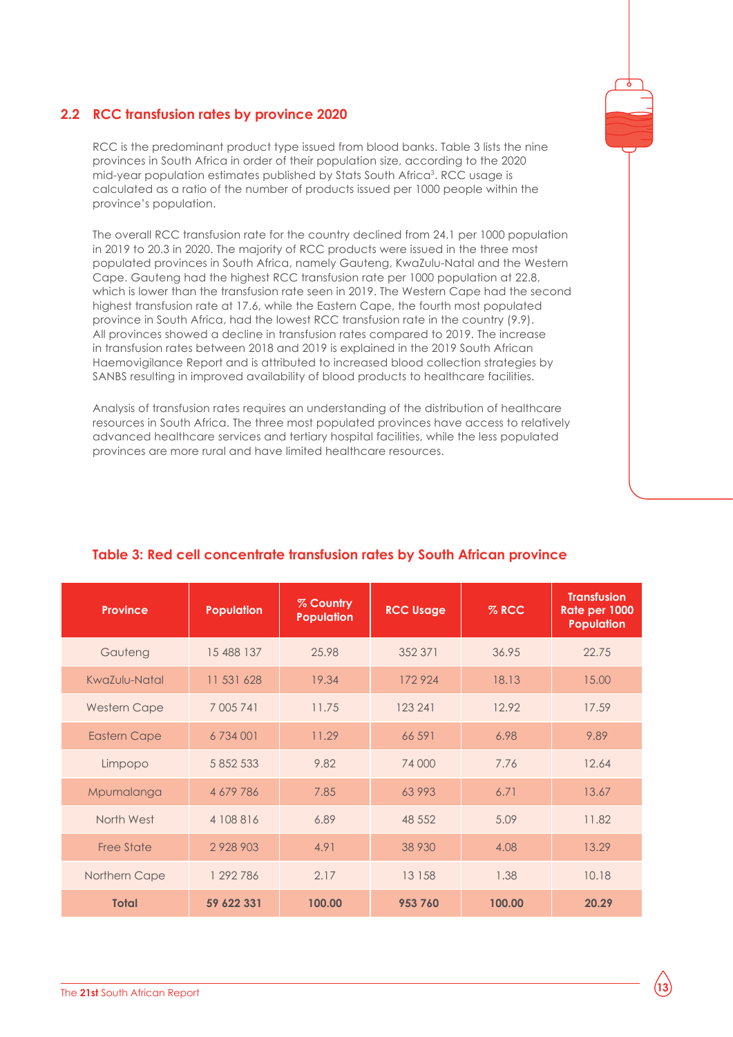## 2.2 RCC transfusion rates by province 2020

RCC is the predominant product type issued from blood banks. Table 3 lists the nine provinces in South Africa in order of their population size, according to the 2020 mid-year population estimates published by Stats South Africa[3]. RCC usage is calculated as a ratio of the number of products issued per 1000 people within the province's population.

The overall RCC transfusion rate for the country declined from 24.1 per 1000 population in 2019 to 20.3 in 2020. The majority of RCC products were issued in the three most populated provinces in South Africa, namely Gauteng, KwaZulu-Natal and the Western Cape. Gauteng had the highest RCC transfusion rate per 1000 population at 22.8, which is lower than the transfusion rate seen in 2019. The Western Cape had the second highest transfusion rate at 17.6, while the Eastern Cape, the fourth most populated province in South Africa, had the lowest RCC transfusion rate in the country (9.9). All provinces showed a decline in transfusion rates compared to 2019. The increase in transfusion rates between 2018 and 2019 is explained in the 2019 South African Haemovigilance Report and is attributed to increased blood collection strategies by SANBS resulting in improved availability of blood products to healthcare facilities.

Analysis of transfusion rates requires an understanding of the distribution of healthcare resources in South Africa. The three most populated provinces have access to relatively advanced healthcare services and tertiary hospital facilities, while the less populated provinces are more rural and have limited healthcare resources.

### Table 3: Red cell concentrate transfusion rates by South African province

| Province | Population | % Country Population | RCC Usage | % RCC | Transfusion Rate per 1000 Population |
|---|---|---|---|---|---|
| Gauteng | 15 488 137 | 25.98 | 352 371 | 36.95 | 22.75 |
| KwaZulu-Natal | 11 531 628 | 19.34 | 172 924 | 18.13 | 15.00 |
| Western Cape | 7 005 741 | 11.75 | 123 241 | 12.92 | 17.59 |
| Eastern Cape | 6 734 001 | 11.29 | 66 591 | 6.98 | 9.89 |
| Limpopo | 5 852 533 | 9.82 | 74 000 | 7.76 | 12.64 |
| Mpumalanga | 4 679 786 | 7.85 | 63 993 | 6.71 | 13.67 |
| North West | 4 108 816 | 6.89 | 48 552 | 5.09 | 11.82 |
| Free State | 2 928 903 | 4.91 | 38 930 | 4.08 | 13.29 |
| Northern Cape | 1 292 786 | 2.17 | 13 158 | 1.38 | 10.18 |
| **Total** | **59 622 331** | **100.00** | **953 760** | **100.00** | **20.29** |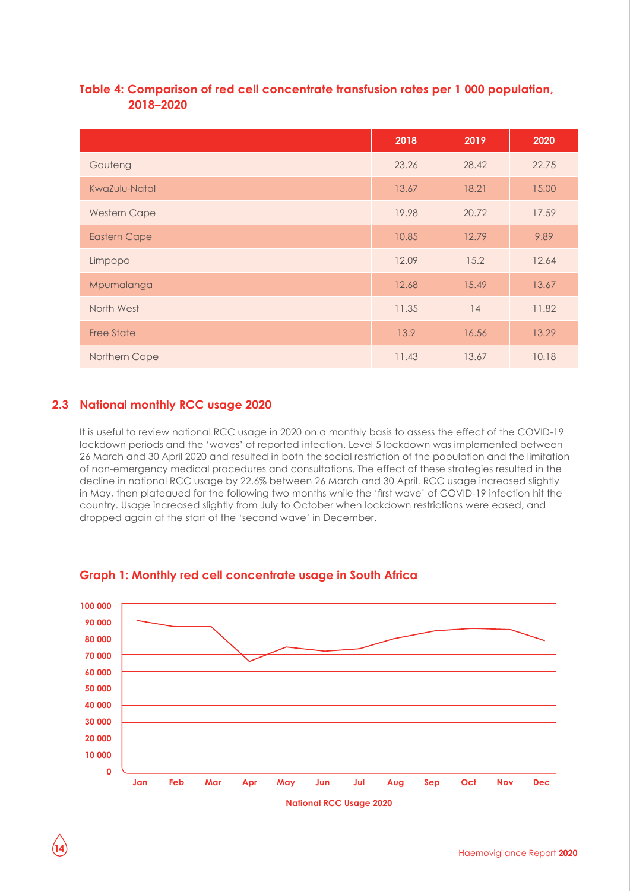**Table 4: Comparison of red cell concentrate transfusion rates per 1 000 population, 2018–2020**

| | 2018 | 2019 | 2020 |
|---|---|---|---|
| Gauteng | 23.26 | 28.42 | 22.75 |
| KwaZulu-Natal | 13.67 | 18.21 | 15.00 |
| Western Cape | 19.98 | 20.72 | 17.59 |
| Eastern Cape | 10.85 | 12.79 | 9.89 |
| Limpopo | 12.09 | 15.2 | 12.64 |
| Mpumalanga | 12.68 | 15.49 | 13.67 |
| North West | 11.35 | 14 | 11.82 |
| Free State | 13.9 | 16.56 | 13.29 |
| Northern Cape | 11.43 | 13.67 | 10.18 |

## 2.3 National monthly RCC usage 2020

It is useful to review national RCC usage in 2020 on a monthly basis to assess the effect of the COVID-19 lockdown periods and the 'waves' of reported infection. Level 5 lockdown was implemented between 26 March and 30 April 2020 and resulted in both the social restriction of the population and the limitation of non-emergency medical procedures and consultations. The effect of these strategies resulted in the decline in national RCC usage by 22.6% between 26 March and 30 April. RCC usage increased slightly in May, then plateaued for the following two months while the 'first wave' of COVID-19 infection hit the country. Usage increased slightly from July to October when lockdown restrictions were eased, and dropped again at the start of the 'second wave' in December.

**Graph 1: Monthly red cell concentrate usage in South Africa**

National RCC Usage 2020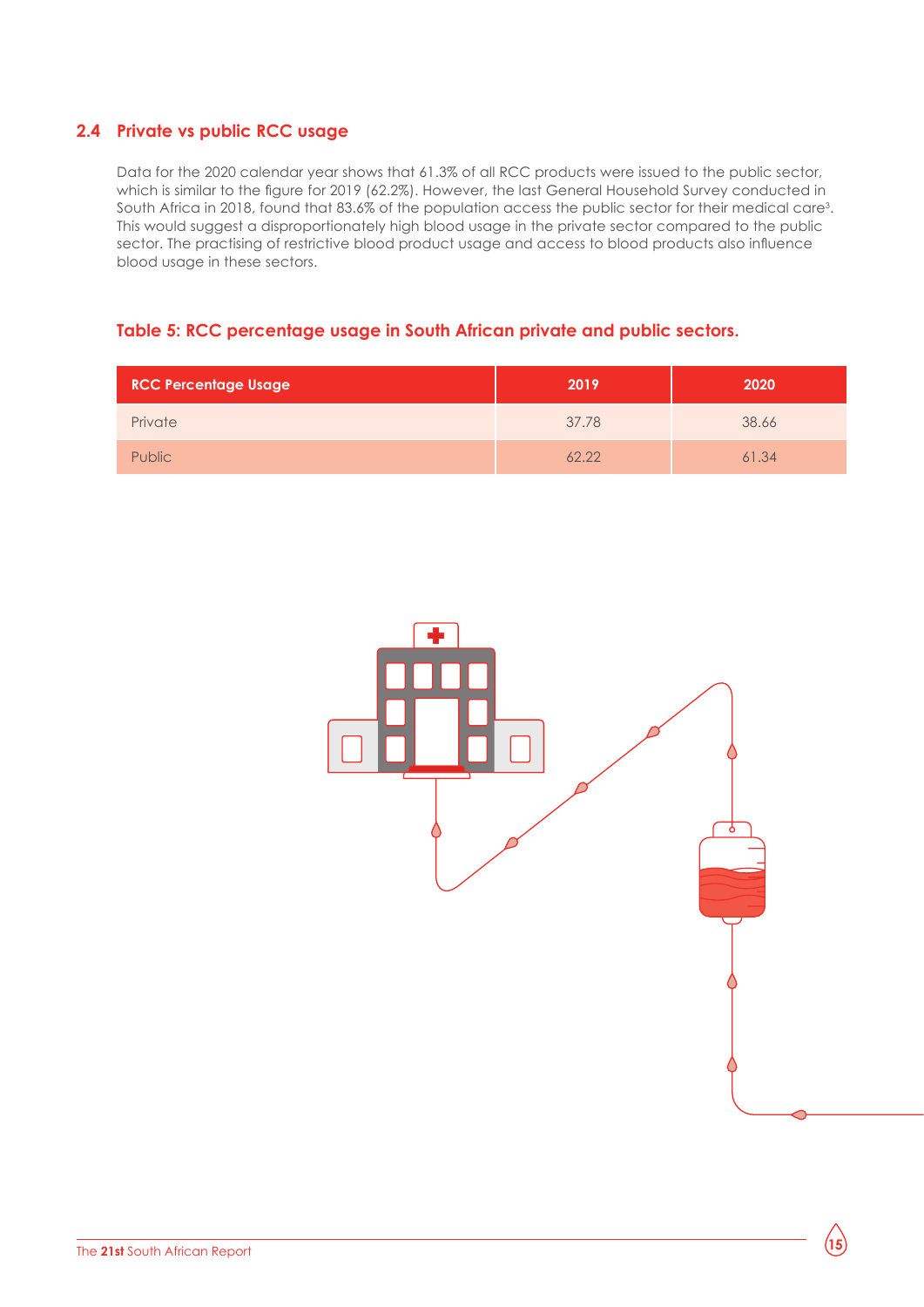## 2.4 Private vs public RCC usage

Data for the 2020 calendar year shows that 61.3% of all RCC products were issued to the public sector, which is similar to the figure for 2019 (62.2%). However, the last General Household Survey conducted in South Africa in 2018, found that 83.6% of the population access the public sector for their medical care[3]. This would suggest a disproportionately high blood usage in the private sector compared to the public sector. The practising of restrictive blood product usage and access to blood products also influence blood usage in these sectors.

### Table 5: RCC percentage usage in South African private and public sectors.

| RCC Percentage Usage | 2019 | 2020 |
|---|---|---|
| Private | 37.78 | 38.66 |
| Public | 62.22 | 61.34 |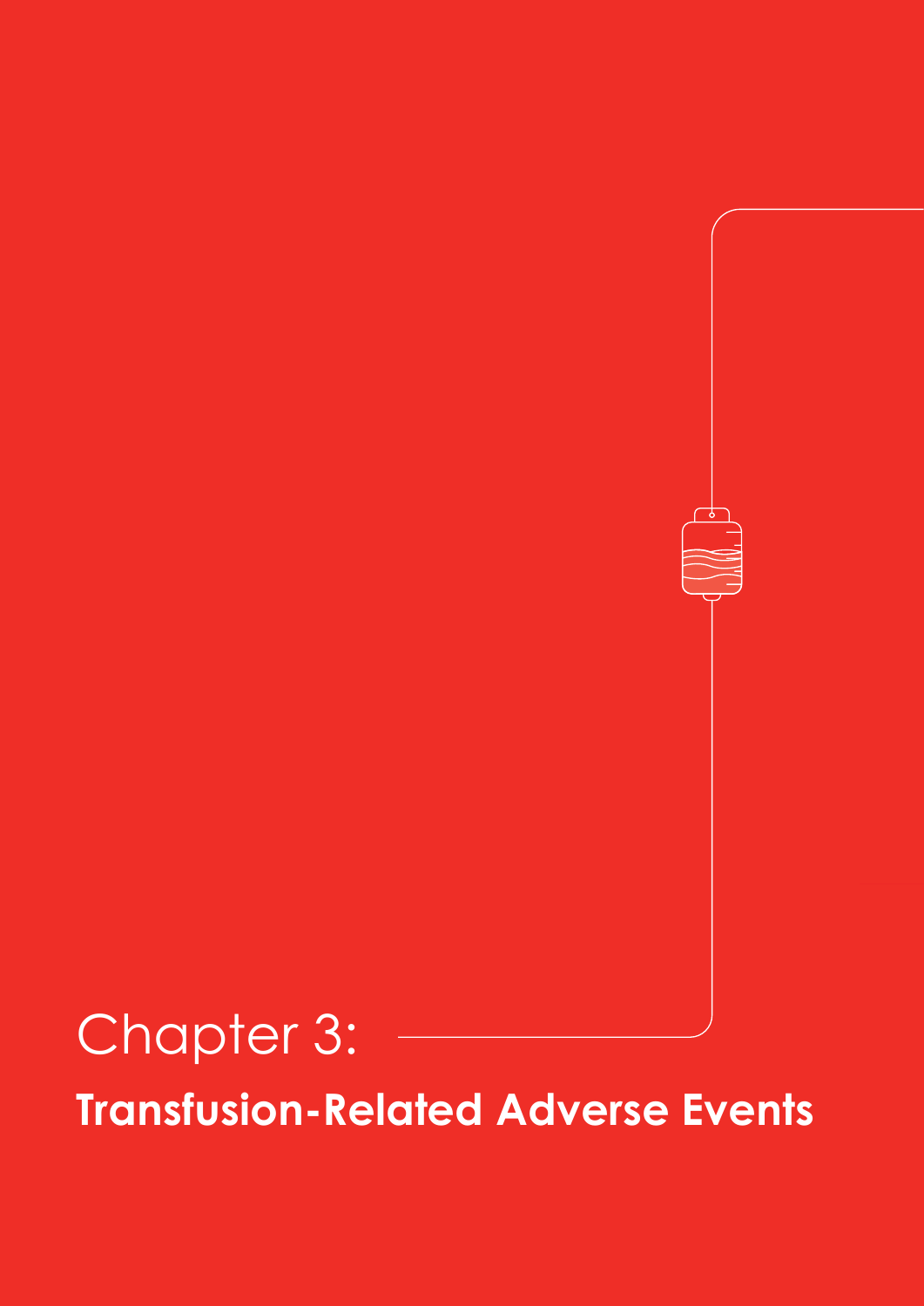# Chapter 3:

## Transfusion-Related Adverse Events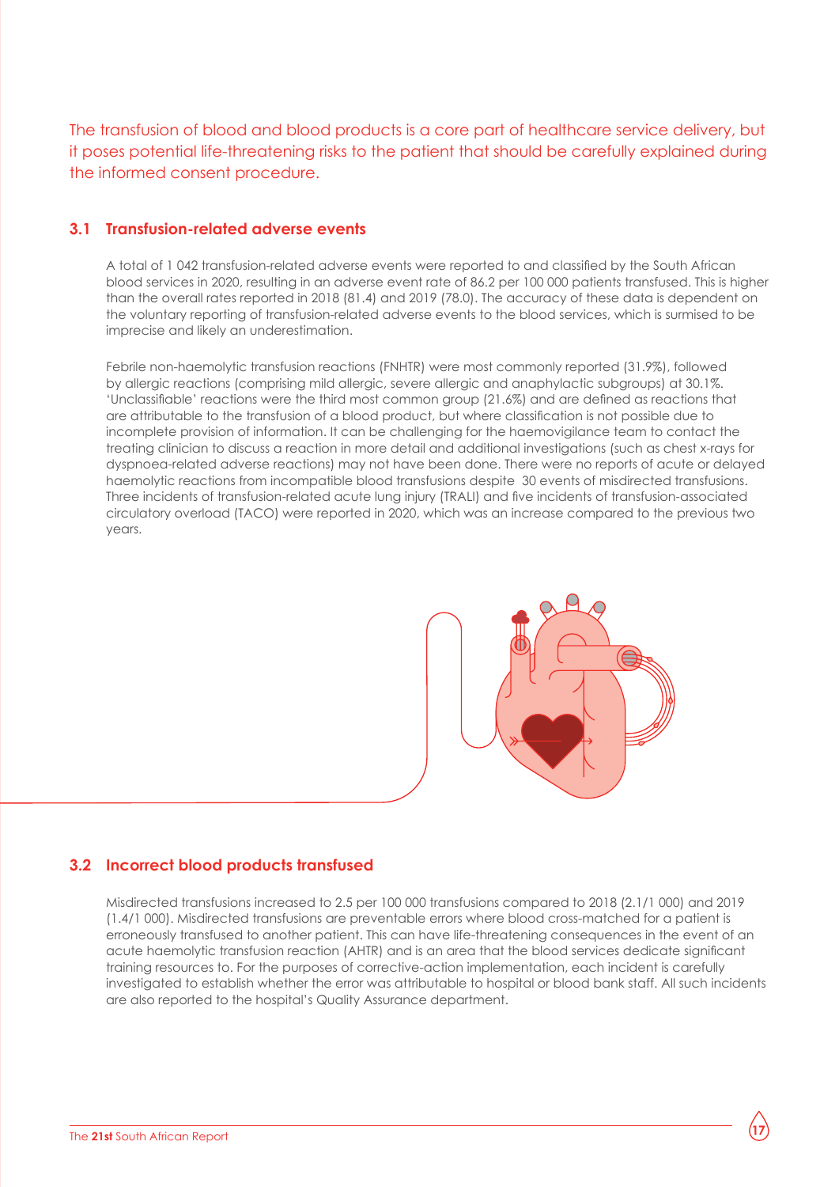The transfusion of blood and blood products is a core part of healthcare service delivery, but it poses potential life-threatening risks to the patient that should be carefully explained during the informed consent procedure.

## 3.1 Transfusion-related adverse events

A total of 1 042 transfusion-related adverse events were reported to and classified by the South African blood services in 2020, resulting in an adverse event rate of 86.2 per 100 000 patients transfused. This is higher than the overall rates reported in 2018 (81.4) and 2019 (78.0). The accuracy of these data is dependent on the voluntary reporting of transfusion-related adverse events to the blood services, which is surmised to be imprecise and likely an underestimation.

Febrile non-haemolytic transfusion reactions (FNHTR) were most commonly reported (31.9%), followed by allergic reactions (comprising mild allergic, severe allergic and anaphylactic subgroups) at 30.1%. 'Unclassifiable' reactions were the third most common group (21.6%) and are defined as reactions that are attributable to the transfusion of a blood product, but where classification is not possible due to incomplete provision of information. It can be challenging for the haemovigilance team to contact the treating clinician to discuss a reaction in more detail and additional investigations (such as chest x-rays for dyspnoea-related adverse reactions) may not have been done. There were no reports of acute or delayed haemolytic reactions from incompatible blood transfusions despite 30 events of misdirected transfusions. Three incidents of transfusion-related acute lung injury (TRALI) and five incidents of transfusion-associated circulatory overload (TACO) were reported in 2020, which was an increase compared to the previous two years.

## 3.2 Incorrect blood products transfused

Misdirected transfusions increased to 2.5 per 100 000 transfusions compared to 2018 (2.1/1 000) and 2019 (1.4/1 000). Misdirected transfusions are preventable errors where blood cross-matched for a patient is erroneously transfused to another patient. This can have life-threatening consequences in the event of an acute haemolytic transfusion reaction (AHTR) and is an area that the blood services dedicate significant training resources to. For the purposes of corrective-action implementation, each incident is carefully investigated to establish whether the error was attributable to hospital or blood bank staff. All such incidents are also reported to the hospital's Quality Assurance department.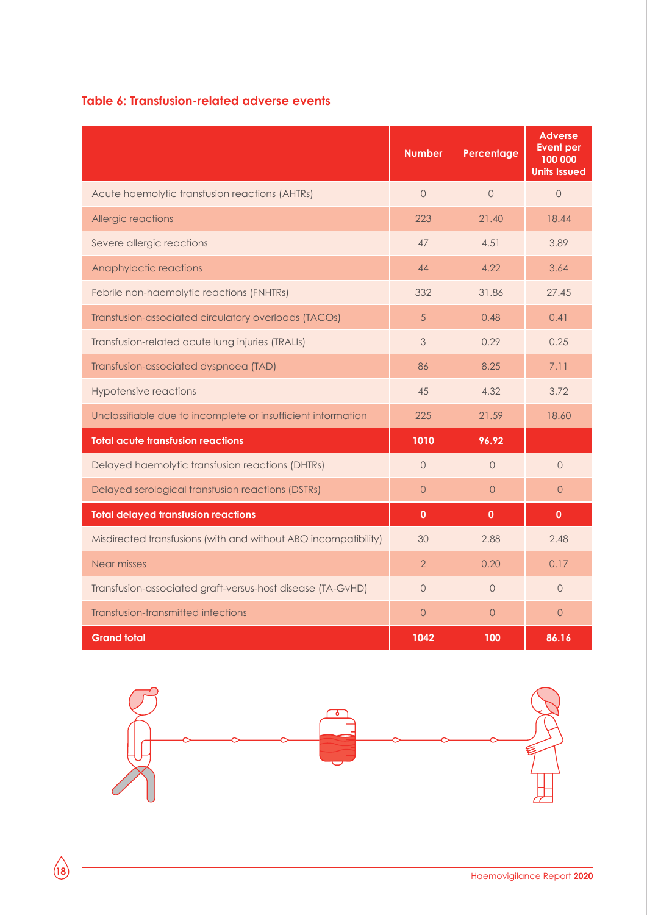### Table 6: Transfusion-related adverse events

| | Number | Percentage | Adverse Event per 100 000 Units Issued |
|---|---|---|---|
| Acute haemolytic transfusion reactions (AHTRs) | 0 | 0 | 0 |
| Allergic reactions | 223 | 21.40 | 18.44 |
| Severe allergic reactions | 47 | 4.51 | 3.89 |
| Anaphylactic reactions | 44 | 4.22 | 3.64 |
| Febrile non-haemolytic reactions (FNHTRs) | 332 | 31.86 | 27.45 |
| Transfusion-associated circulatory overloads (TACOs) | 5 | 0.48 | 0.41 |
| Transfusion-related acute lung injuries (TRALIs) | 3 | 0.29 | 0.25 |
| Transfusion-associated dyspnoea (TAD) | 86 | 8.25 | 7.11 |
| Hypotensive reactions | 45 | 4.32 | 3.72 |
| Unclassifiable due to incomplete or insufficient information | 225 | 21.59 | 18.60 |
| **Total acute transfusion reactions** | **1010** | **96.92** | |
| Delayed haemolytic transfusion reactions (DHTRs) | 0 | 0 | 0 |
| Delayed serological transfusion reactions (DSTRs) | 0 | 0 | 0 |
| **Total delayed transfusion reactions** | **0** | **0** | **0** |
| Misdirected transfusions (with and without ABO incompatibility) | 30 | 2.88 | 2.48 |
| Near misses | 2 | 0.20 | 0.17 |
| Transfusion-associated graft-versus-host disease (TA-GvHD) | 0 | 0 | 0 |
| Transfusion-transmitted infections | 0 | 0 | 0 |
| **Grand total** | **1042** | **100** | **86.16** |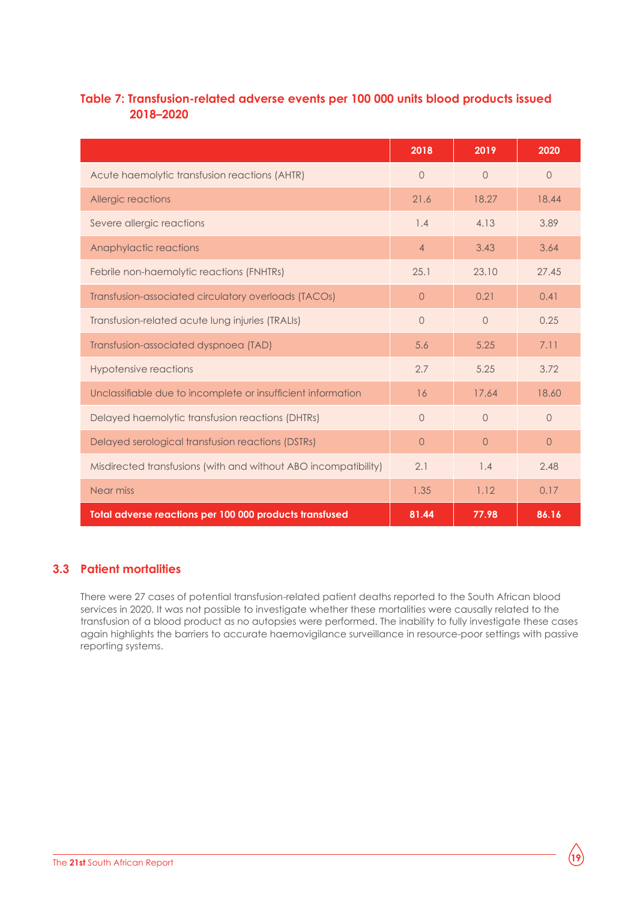### Table 7: Transfusion-related adverse events per 100 000 units blood products issued 2018–2020

| | 2018 | 2019 | 2020 |
|---|---|---|---|
| Acute haemolytic transfusion reactions (AHTR) | 0 | 0 | 0 |
| Allergic reactions | 21.6 | 18.27 | 18.44 |
| Severe allergic reactions | 1.4 | 4.13 | 3.89 |
| Anaphylactic reactions | 4 | 3.43 | 3.64 |
| Febrile non-haemolytic reactions (FNHTRs) | 25.1 | 23.10 | 27.45 |
| Transfusion-associated circulatory overloads (TACOs) | 0 | 0.21 | 0.41 |
| Transfusion-related acute lung injuries (TRALIs) | 0 | 0 | 0.25 |
| Transfusion-associated dyspnoea (TAD) | 5.6 | 5.25 | 7.11 |
| Hypotensive reactions | 2.7 | 5.25 | 3.72 |
| Unclassifiable due to incomplete or insufficient information | 16 | 17.64 | 18.60 |
| Delayed haemolytic transfusion reactions (DHTRs) | 0 | 0 | 0 |
| Delayed serological transfusion reactions (DSTRs) | 0 | 0 | 0 |
| Misdirected transfusions (with and without ABO incompatibility) | 2.1 | 1.4 | 2.48 |
| Near miss | 1.35 | 1.12 | 0.17 |
| **Total adverse reactions per 100 000 products transfused** | **81.44** | **77.98** | **86.16** |

## 3.3 Patient mortalities

There were 27 cases of potential transfusion-related patient deaths reported to the South African blood services in 2020. It was not possible to investigate whether these mortalities were causally related to the transfusion of a blood product as no autopsies were performed. The inability to fully investigate these cases again highlights the barriers to accurate haemovigilance surveillance in resource-poor settings with passive reporting systems.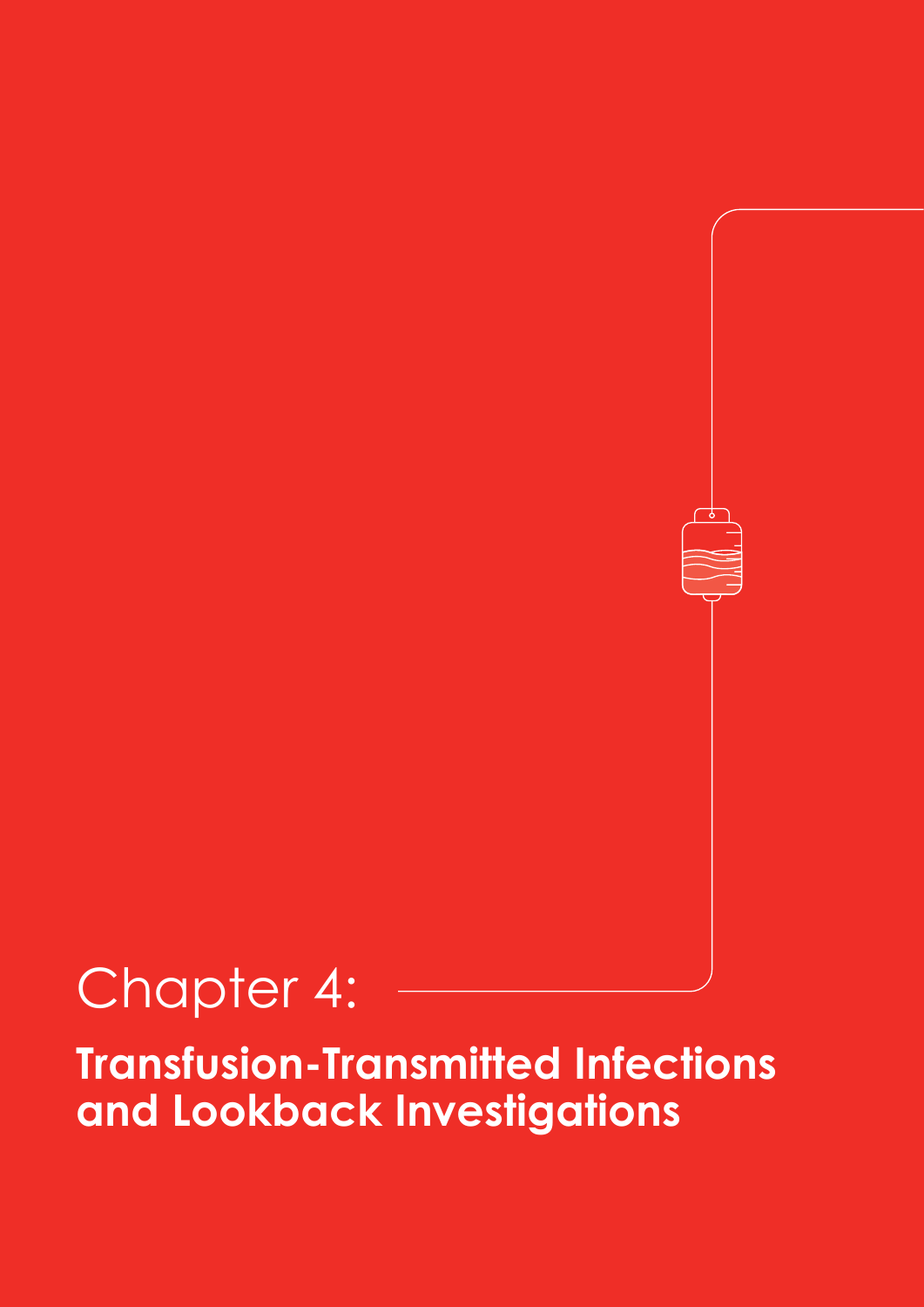# Chapter 4:

## Transfusion-Transmitted Infections and Lookback Investigations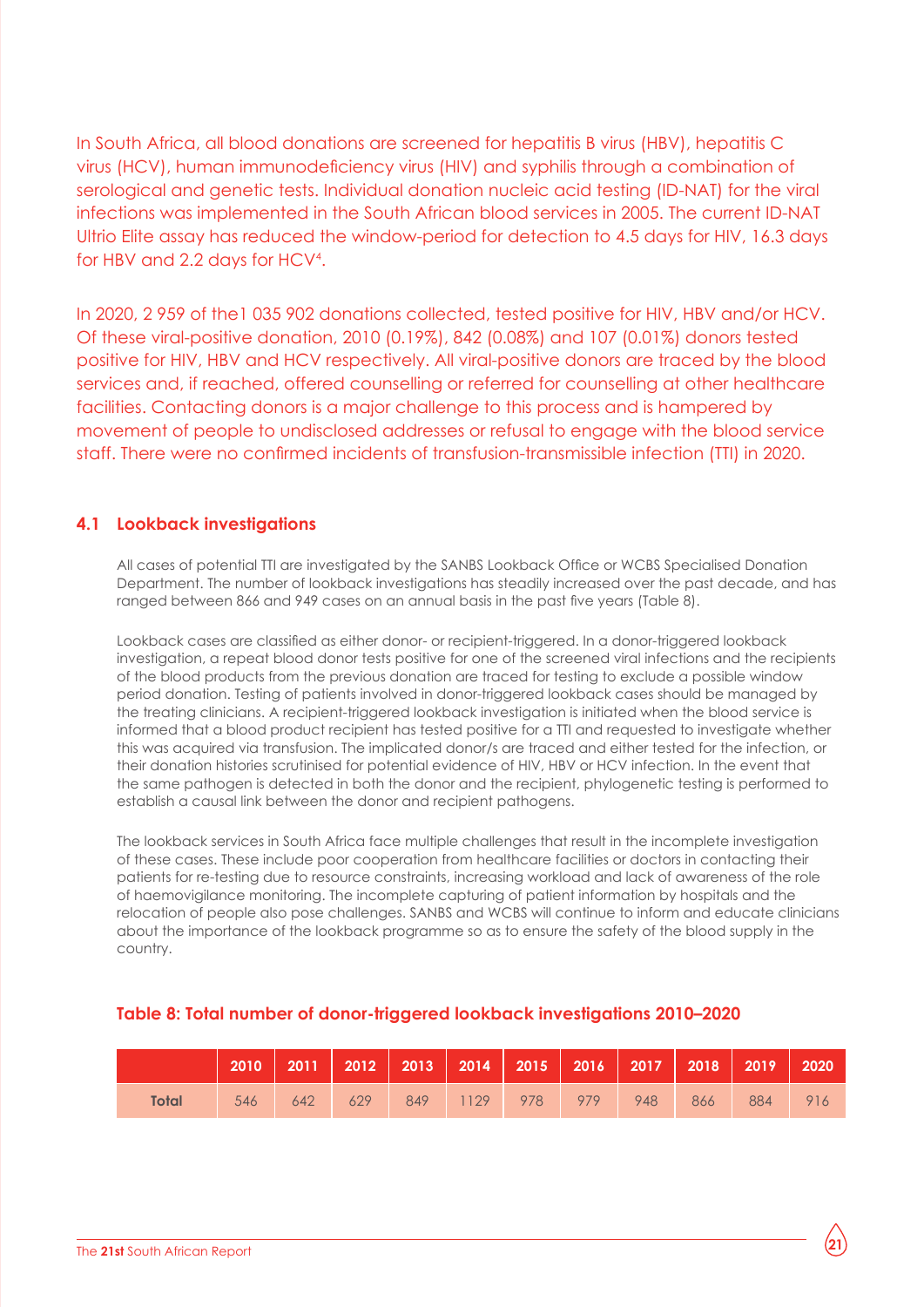In South Africa, all blood donations are screened for hepatitis B virus (HBV), hepatitis C virus (HCV), human immunodeficiency virus (HIV) and syphilis through a combination of serological and genetic tests. Individual donation nucleic acid testing (ID-NAT) for the viral infections was implemented in the South African blood services in 2005. The current ID-NAT Ultrio Elite assay has reduced the window-period for detection to 4.5 days for HIV, 16.3 days for HBV and 2.2 days for HCV[4].

In 2020, 2 959 of the1 035 902 donations collected, tested positive for HIV, HBV and/or HCV. Of these viral-positive donation, 2010 (0.19%), 842 (0.08%) and 107 (0.01%) donors tested positive for HIV, HBV and HCV respectively. All viral-positive donors are traced by the blood services and, if reached, offered counselling or referred for counselling at other healthcare facilities. Contacting donors is a major challenge to this process and is hampered by movement of people to undisclosed addresses or refusal to engage with the blood service staff. There were no confirmed incidents of transfusion-transmissible infection (TTI) in 2020.

## 4.1 Lookback investigations

All cases of potential TTI are investigated by the SANBS Lookback Office or WCBS Specialised Donation Department. The number of lookback investigations has steadily increased over the past decade, and has ranged between 866 and 949 cases on an annual basis in the past five years (Table 8).

Lookback cases are classified as either donor- or recipient-triggered. In a donor-triggered lookback investigation, a repeat blood donor tests positive for one of the screened viral infections and the recipients of the blood products from the previous donation are traced for testing to exclude a possible window period donation. Testing of patients involved in donor-triggered lookback cases should be managed by the treating clinicians. A recipient-triggered lookback investigation is initiated when the blood service is informed that a blood product recipient has tested positive for a TTI and requested to investigate whether this was acquired via transfusion. The implicated donor/s are traced and either tested for the infection, or their donation histories scrutinised for potential evidence of HIV, HBV or HCV infection. In the event that the same pathogen is detected in both the donor and the recipient, phylogenetic testing is performed to establish a causal link between the donor and recipient pathogens.

The lookback services in South Africa face multiple challenges that result in the incomplete investigation of these cases. These include poor cooperation from healthcare facilities or doctors in contacting their patients for re-testing due to resource constraints, increasing workload and lack of awareness of the role of haemovigilance monitoring. The incomplete capturing of patient information by hospitals and the relocation of people also pose challenges. SANBS and WCBS will continue to inform and educate clinicians about the importance of the lookback programme so as to ensure the safety of the blood supply in the country.

### Table 8: Total number of donor-triggered lookback investigations 2010–2020

| | 2010 | 2011 | 2012 | 2013 | 2014 | 2015 | 2016 | 2017 | 2018 | 2019 | 2020 |
|---|---|---|---|---|---|---|---|---|---|---|---|
| **Total** | 546 | 642 | 629 | 849 | 1129 | 978 | 979 | 948 | 866 | 884 | 916 |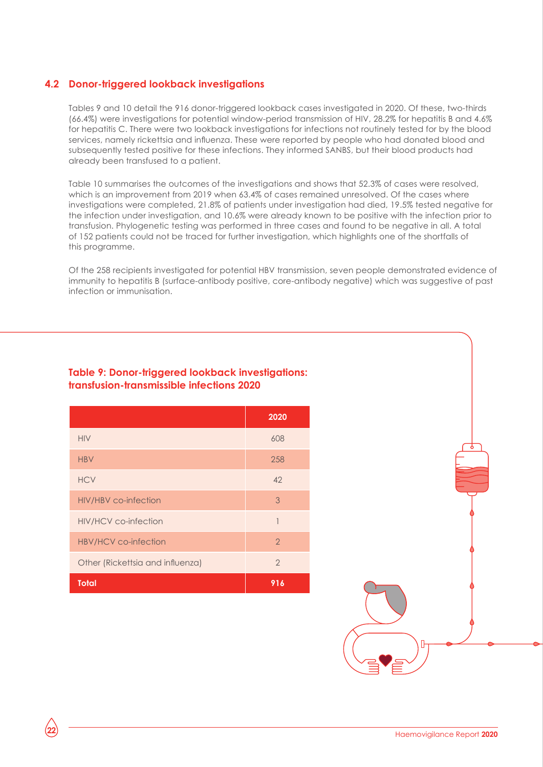## 4.2 Donor-triggered lookback investigations

Tables 9 and 10 detail the 916 donor-triggered lookback cases investigated in 2020. Of these, two-thirds (66.4%) were investigations for potential window-period transmission of HIV, 28.2% for hepatitis B and 4.6% for hepatitis C. There were two lookback investigations for infections not routinely tested for by the blood services, namely rickettsia and influenza. These were reported by people who had donated blood and subsequently tested positive for these infections. They informed SANBS, but their blood products had already been transfused to a patient.

Table 10 summarises the outcomes of the investigations and shows that 52.3% of cases were resolved, which is an improvement from 2019 when 63.4% of cases remained unresolved. Of the cases where investigations were completed, 21.8% of patients under investigation had died, 19.5% tested negative for the infection under investigation, and 10.6% were already known to be positive with the infection prior to transfusion. Phylogenetic testing was performed in three cases and found to be negative in all. A total of 152 patients could not be traced for further investigation, which highlights one of the shortfalls of this programme.

Of the 258 recipients investigated for potential HBV transmission, seven people demonstrated evidence of immunity to hepatitis B (surface-antibody positive, core-antibody negative) which was suggestive of past infection or immunisation.

### Table 9: Donor-triggered lookback investigations: transfusion-transmissible infections 2020

| | 2020 |
|---|---|
| HIV | 608 |
| HBV | 258 |
| HCV | 42 |
| HIV/HBV co-infection | 3 |
| HIV/HCV co-infection | 1 |
| HBV/HCV co-infection | 2 |
| Other (Rickettsia and influenza) | 2 |
| **Total** | **916** |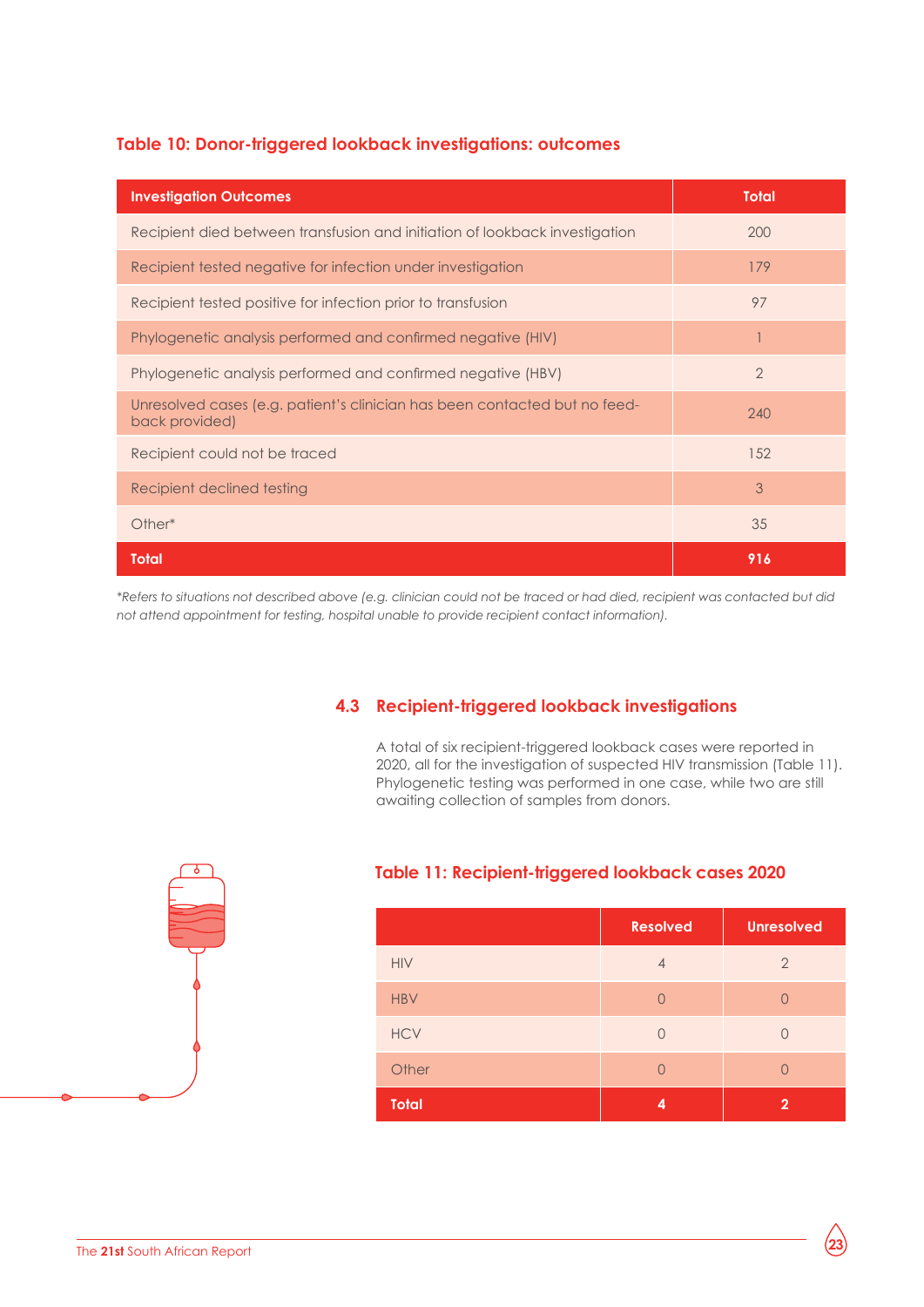### Table 10: Donor-triggered lookback investigations: outcomes

| Investigation Outcomes | Total |
|---|---|
| Recipient died between transfusion and initiation of lookback investigation | 200 |
| Recipient tested negative for infection under investigation | 179 |
| Recipient tested positive for infection prior to transfusion | 97 |
| Phylogenetic analysis performed and confirmed negative (HIV) | 1 |
| Phylogenetic analysis performed and confirmed negative (HBV) | 2 |
| Unresolved cases (e.g. patient's clinician has been contacted but no feed-back provided) | 240 |
| Recipient could not be traced | 152 |
| Recipient declined testing | 3 |
| Other* | 35 |
| **Total** | **916** |

*\*Refers to situations not described above (e.g. clinician could not be traced or had died, recipient was contacted but did not attend appointment for testing, hospital unable to provide recipient contact information).*

## 4.3 Recipient-triggered lookback investigations

A total of six recipient-triggered lookback cases were reported in 2020, all for the investigation of suspected HIV transmission (Table 11). Phylogenetic testing was performed in one case, while two are still awaiting collection of samples from donors.

### Table 11: Recipient-triggered lookback cases 2020

| | Resolved | Unresolved |
|---|---|---|
| HIV | 4 | 2 |
| HBV | 0 | 0 |
| HCV | 0 | 0 |
| Other | 0 | 0 |
| **Total** | **4** | **2** |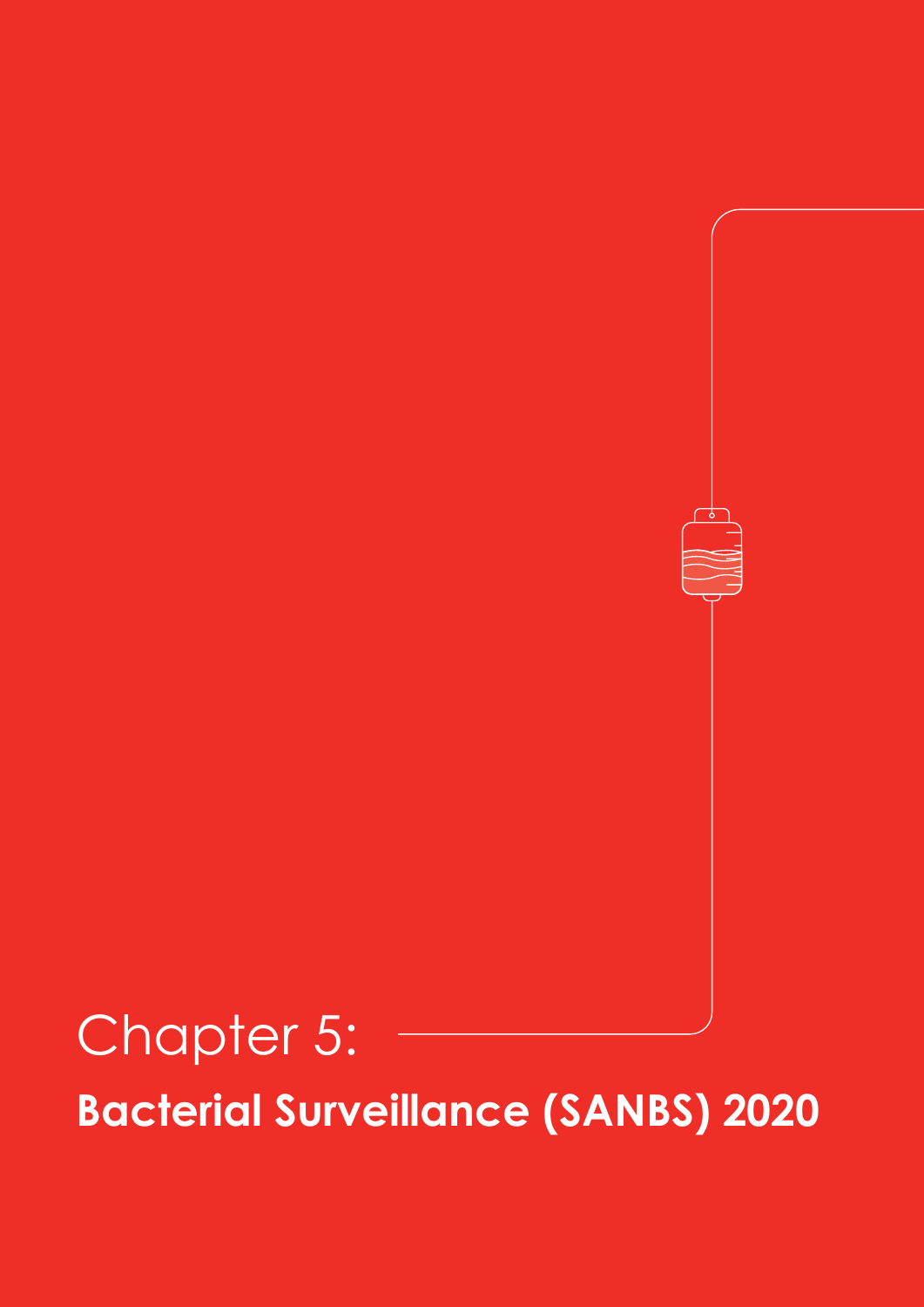# Chapter 5:

## Bacterial Surveillance (SANBS) 2020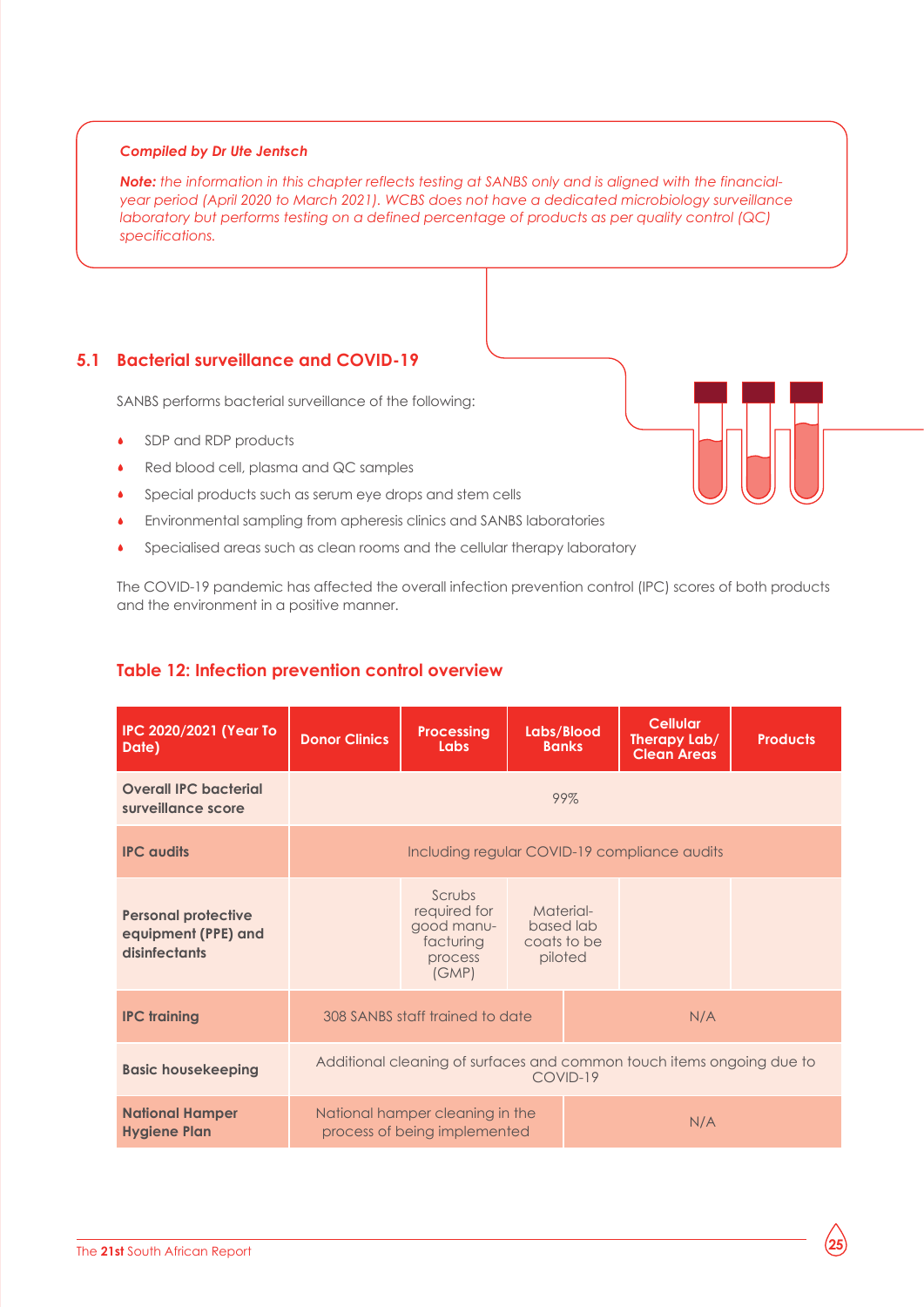*Compiled by Dr Ute Jentsch*

***Note:** the information in this chapter reflects testing at SANBS only and is aligned with the financial-year period (April 2020 to March 2021). WCBS does not have a dedicated microbiology surveillance laboratory but performs testing on a defined percentage of products as per quality control (QC) specifications.*

## 5.1 Bacterial surveillance and COVID-19

SANBS performs bacterial surveillance of the following:

- SDP and RDP products
- Red blood cell, plasma and QC samples
- Special products such as serum eye drops and stem cells
- Environmental sampling from apheresis clinics and SANBS laboratories
- Specialised areas such as clean rooms and the cellular therapy laboratory

The COVID-19 pandemic has affected the overall infection prevention control (IPC) scores of both products and the environment in a positive manner.

### Table 12: Infection prevention control overview

| IPC 2020/2021 (Year To Date) | Donor Clinics | Processing Labs | Labs/Blood Banks | Cellular Therapy Lab/ Clean Areas | Products |
|---|---|---|---|---|---|
| **Overall IPC bacterial surveillance score** | 99% | | | | |
| **IPC audits** | Including regular COVID-19 compliance audits | | | | |
| **Personal protective equipment (PPE) and disinfectants** | | Scrubs required for good manufacturing process (GMP) | Material-based lab coats to be piloted | | |
| **IPC training** | 308 SANBS staff trained to date | | | N/A | |
| **Basic housekeeping** | Additional cleaning of surfaces and common touch items ongoing due to COVID-19 | | | | |
| **National Hamper Hygiene Plan** | National hamper cleaning in the process of being implemented | | | N/A | |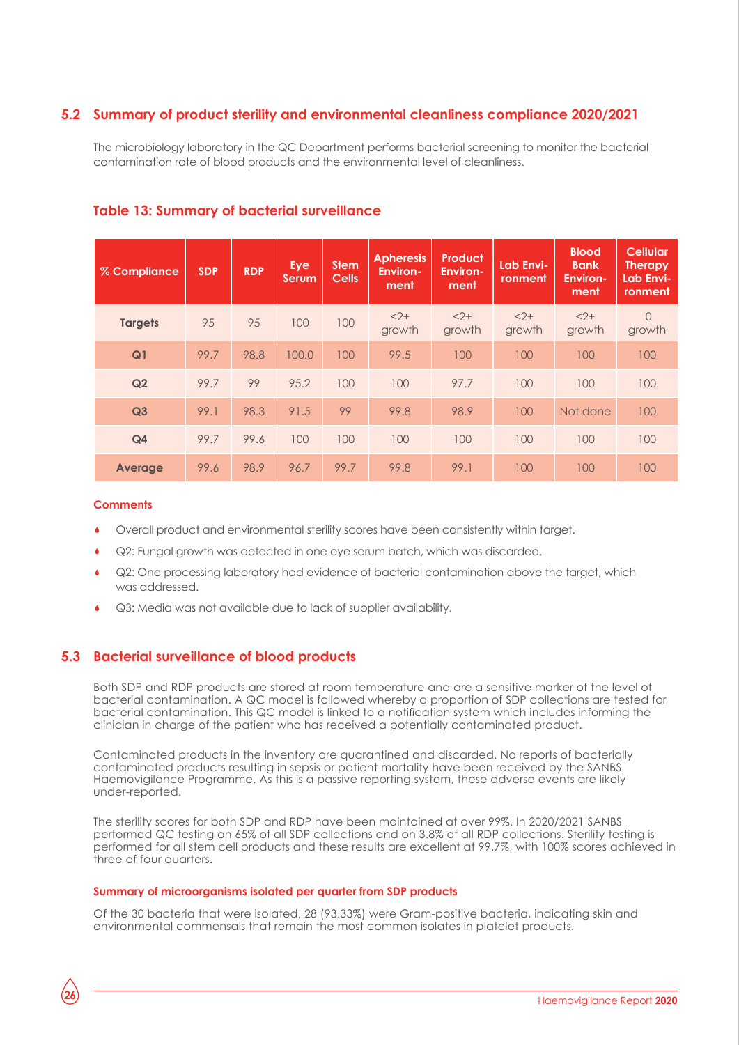## 5.2 Summary of product sterility and environmental cleanliness compliance 2020/2021

The microbiology laboratory in the QC Department performs bacterial screening to monitor the bacterial contamination rate of blood products and the environmental level of cleanliness.

### Table 13: Summary of bacterial surveillance

| % Compliance | SDP | RDP | Eye Serum | Stem Cells | Apheresis Environment | Product Environment | Lab Environment | Blood Bank Environment | Cellular Therapy Lab Environment |
|---|---|---|---|---|---|---|---|---|---|
| **Targets** | 95 | 95 | 100 | 100 | <2+ growth | <2+ growth | <2+ growth | <2+ growth | 0 growth |
| **Q1** | 99.7 | 98.8 | 100.0 | 100 | 99.5 | 100 | 100 | 100 | 100 |
| **Q2** | 99.7 | 99 | 95.2 | 100 | 100 | 97.7 | 100 | 100 | 100 |
| **Q3** | 99.1 | 98.3 | 91.5 | 99 | 99.8 | 98.9 | 100 | Not done | 100 |
| **Q4** | 99.7 | 99.6 | 100 | 100 | 100 | 100 | 100 | 100 | 100 |
| **Average** | 99.6 | 98.9 | 96.7 | 99.7 | 99.8 | 99.1 | 100 | 100 | 100 |

**Comments**

- Overall product and environmental sterility scores have been consistently within target.
- Q2: Fungal growth was detected in one eye serum batch, which was discarded.
- Q2: One processing laboratory had evidence of bacterial contamination above the target, which was addressed.
- Q3: Media was not available due to lack of supplier availability.

## 5.3 Bacterial surveillance of blood products

Both SDP and RDP products are stored at room temperature and are a sensitive marker of the level of bacterial contamination. A QC model is followed whereby a proportion of SDP collections are tested for bacterial contamination. This QC model is linked to a notification system which includes informing the clinician in charge of the patient who has received a potentially contaminated product.

Contaminated products in the inventory are quarantined and discarded. No reports of bacterially contaminated products resulting in sepsis or patient mortality have been received by the SANBS Haemovigilance Programme. As this is a passive reporting system, these adverse events are likely under-reported.

The sterility scores for both SDP and RDP have been maintained at over 99%. In 2020/2021 SANBS performed QC testing on 65% of all SDP collections and on 3.8% of all RDP collections. Sterility testing is performed for all stem cell products and these results are excellent at 99.7%, with 100% scores achieved in three of four quarters.

**Summary of microorganisms isolated per quarter from SDP products**

Of the 30 bacteria that were isolated, 28 (93.33%) were Gram-positive bacteria, indicating skin and environmental commensals that remain the most common isolates in platelet products.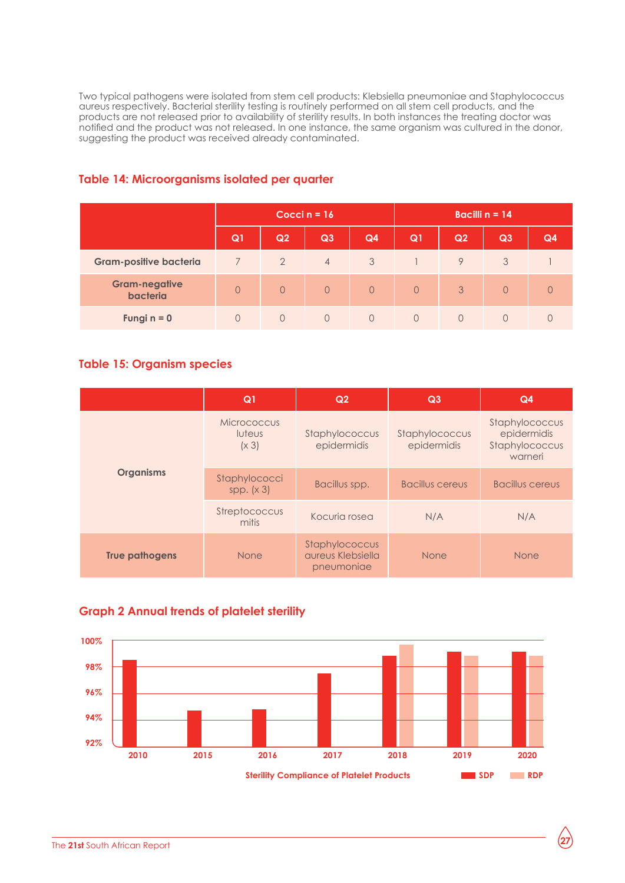Two typical pathogens were isolated from stem cell products: Klebsiella pneumoniae and Staphylococcus aureus respectively. Bacterial sterility testing is routinely performed on all stem cell products, and the products are not released prior to availability of sterility results. In both instances the treating doctor was notified and the product was not released. In one instance, the same organism was cultured in the donor, suggesting the product was received already contaminated.

## Table 14: Microorganisms isolated per quarter

| | Cocci n = 16 | | | | Bacilli n = 14 | | | |
|---|---|---|---|---|---|---|---|---|
| | Q1 | Q2 | Q3 | Q4 | Q1 | Q2 | Q3 | Q4 |
| Gram-positive bacteria | 7 | 2 | 4 | 3 | 1 | 9 | 3 | 1 |
| Gram-negative bacteria | 0 | 0 | 0 | 0 | 0 | 3 | 0 | 0 |
| Fungi n = 0 | 0 | 0 | 0 | 0 | 0 | 0 | 0 | 0 |

## Table 15: Organism species

| | Q1 | Q2 | Q3 | Q4 |
|---|---|---|---|---|
| Organisms | Micrococcus luteus (x 3) | Staphylococcus epidermidis | Staphylococcus epidermidis | Staphylococcus epidermidis Staphylococcus warneri |
| | Staphylococci spp. (x 3) | Bacillus spp. | Bacillus cereus | Bacillus cereus |
| | Streptococcus mitis | Kocuria rosea | N/A | N/A |
| True pathogens | None | Staphylococcus aureus Klebsiella pneumoniae | None | None |

## Graph 2 Annual trends of platelet sterility

Sterility Compliance of Platelet Products (SDP, RDP) — years 2010, 2015, 2016, 2017, 2018, 2019, 2020; y-axis 92%–100%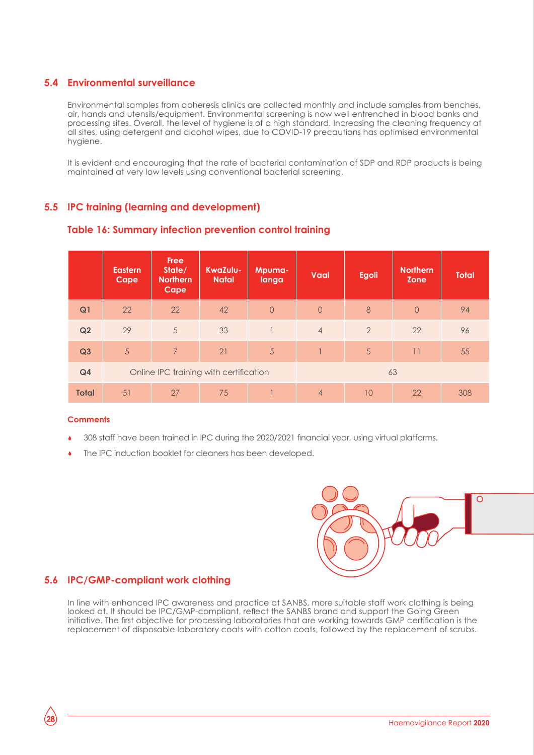## 5.4 Environmental surveillance

Environmental samples from apheresis clinics are collected monthly and include samples from benches, air, hands and utensils/equipment. Environmental screening is now well entrenched in blood banks and processing sites. Overall, the level of hygiene is of a high standard. Increasing the cleaning frequency at all sites, using detergent and alcohol wipes, due to COVID-19 precautions has optimised environmental hygiene.

It is evident and encouraging that the rate of bacterial contamination of SDP and RDP products is being maintained at very low levels using conventional bacterial screening.

## 5.5 IPC training (learning and development)

### Table 16: Summary infection prevention control training

| | Eastern Cape | Free State/ Northern Cape | KwaZulu-Natal | Mpumalanga | Vaal | Egoli | Northern Zone | Total |
|---|---|---|---|---|---|---|---|---|
| Q1 | 22 | 22 | 42 | 0 | 0 | 8 | 0 | 94 |
| Q2 | 29 | 5 | 33 | 1 | 4 | 2 | 22 | 96 |
| Q3 | 5 | 7 | 21 | 5 | 1 | 5 | 11 | 55 |
| Q4 | Online IPC training with certification | | | | 63 | | | |
| Total | 51 | 27 | 75 | 1 | 4 | 10 | 22 | 308 |

**Comments**

- 308 staff have been trained in IPC during the 2020/2021 financial year, using virtual platforms.
- The IPC induction booklet for cleaners has been developed.

## 5.6 IPC/GMP-compliant work clothing

In line with enhanced IPC awareness and practice at SANBS, more suitable staff work clothing is being looked at. It should be IPC/GMP-compliant, reflect the SANBS brand and support the Going Green initiative. The first objective for processing laboratories that are working towards GMP certification is the replacement of disposable laboratory coats with cotton coats, followed by the replacement of scrubs.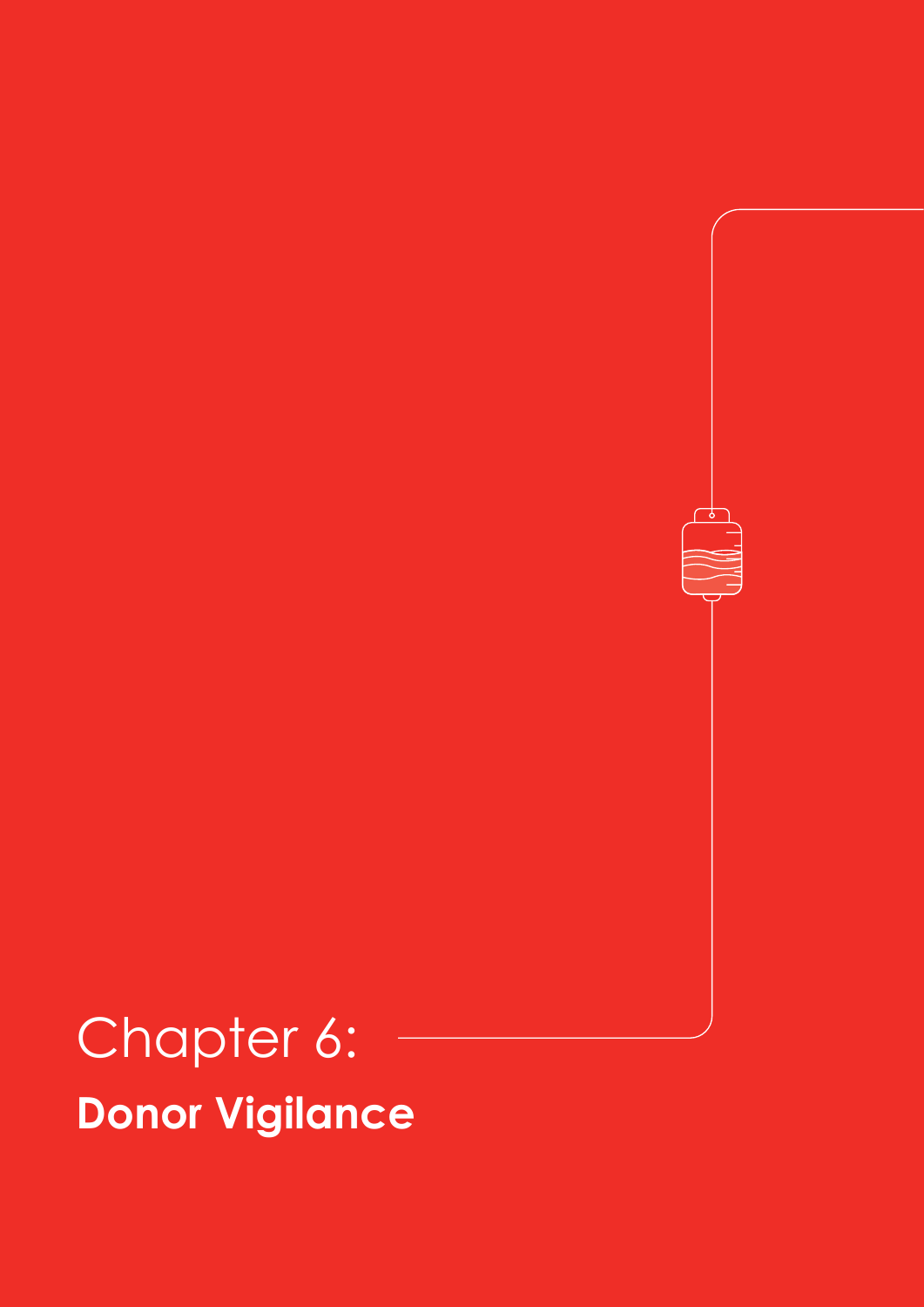# Chapter 6:

## Donor Vigilance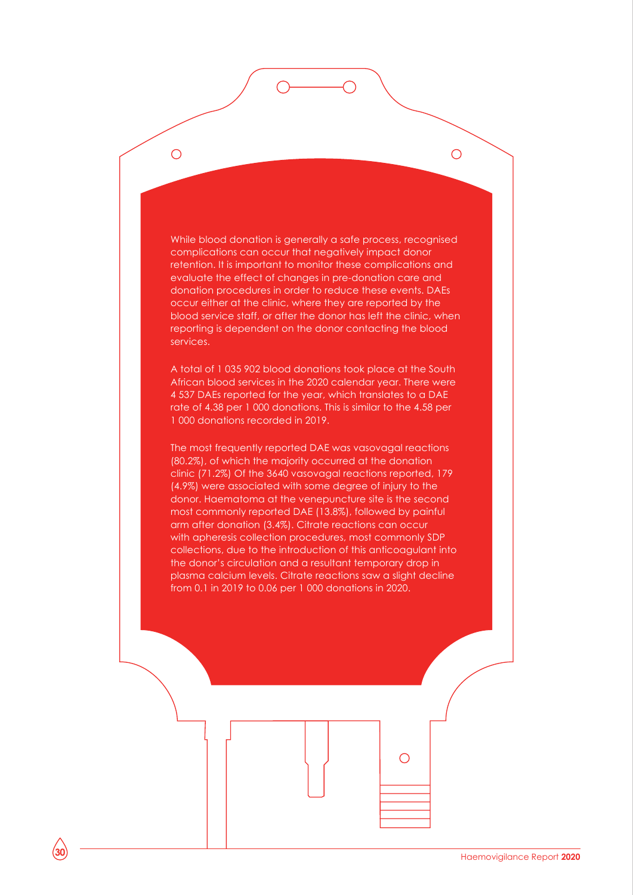While blood donation is generally a safe process, recognised complications can occur that negatively impact donor retention. It is important to monitor these complications and evaluate the effect of changes in pre-donation care and donation procedures in order to reduce these events. DAEs occur either at the clinic, where they are reported by the blood service staff, or after the donor has left the clinic, when reporting is dependent on the donor contacting the blood services.

A total of 1 035 902 blood donations took place at the South African blood services in the 2020 calendar year. There were 4 537 DAEs reported for the year, which translates to a DAE rate of 4.38 per 1 000 donations. This is similar to the 4.58 per 1 000 donations recorded in 2019.

The most frequently reported DAE was vasovagal reactions (80.2%), of which the majority occurred at the donation clinic (71.2%) Of the 3640 vasovagal reactions reported, 179 (4.9%) were associated with some degree of injury to the donor. Haematoma at the venepuncture site is the second most commonly reported DAE (13.8%), followed by painful arm after donation (3.4%). Citrate reactions can occur with apheresis collection procedures, most commonly SDP collections, due to the introduction of this anticoagulant into the donor's circulation and a resultant temporary drop in plasma calcium levels. Citrate reactions saw a slight decline from 0.1 in 2019 to 0.06 per 1 000 donations in 2020.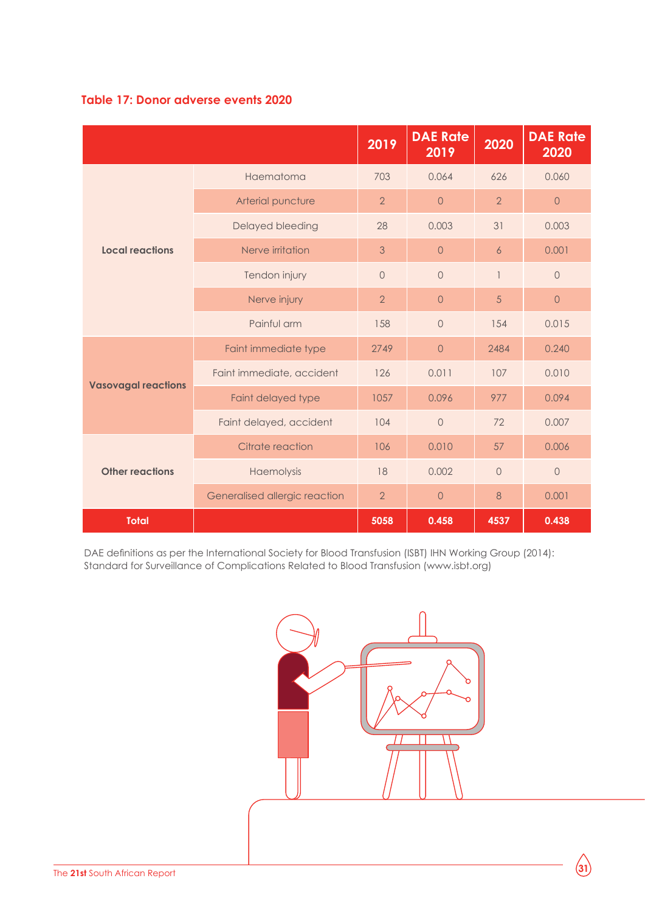### Table 17: Donor adverse events 2020

| | | 2019 | DAE Rate 2019 | 2020 | DAE Rate 2020 |
|---|---|---|---|---|---|
| Local reactions | Haematoma | 703 | 0.064 | 626 | 0.060 |
| | Arterial puncture | 2 | 0 | 2 | 0 |
| | Delayed bleeding | 28 | 0.003 | 31 | 0.003 |
| | Nerve irritation | 3 | 0 | 6 | 0.001 |
| | Tendon injury | 0 | 0 | 1 | 0 |
| | Nerve injury | 2 | 0 | 5 | 0 |
| | Painful arm | 158 | 0 | 154 | 0.015 |
| Vasovagal reactions | Faint immediate type | 2749 | 0 | 2484 | 0.240 |
| | Faint immediate, accident | 126 | 0.011 | 107 | 0.010 |
| | Faint delayed type | 1057 | 0.096 | 977 | 0.094 |
| | Faint delayed, accident | 104 | 0 | 72 | 0.007 |
| Other reactions | Citrate reaction | 106 | 0.010 | 57 | 0.006 |
| | Haemolysis | 18 | 0.002 | 0 | 0 |
| | Generalised allergic reaction | 2 | 0 | 8 | 0.001 |
| **Total** | | **5058** | **0.458** | **4537** | **0.438** |

DAE definitions as per the International Society for Blood Transfusion (ISBT) IHN Working Group (2014): Standard for Surveillance of Complications Related to Blood Transfusion (www.isbt.org)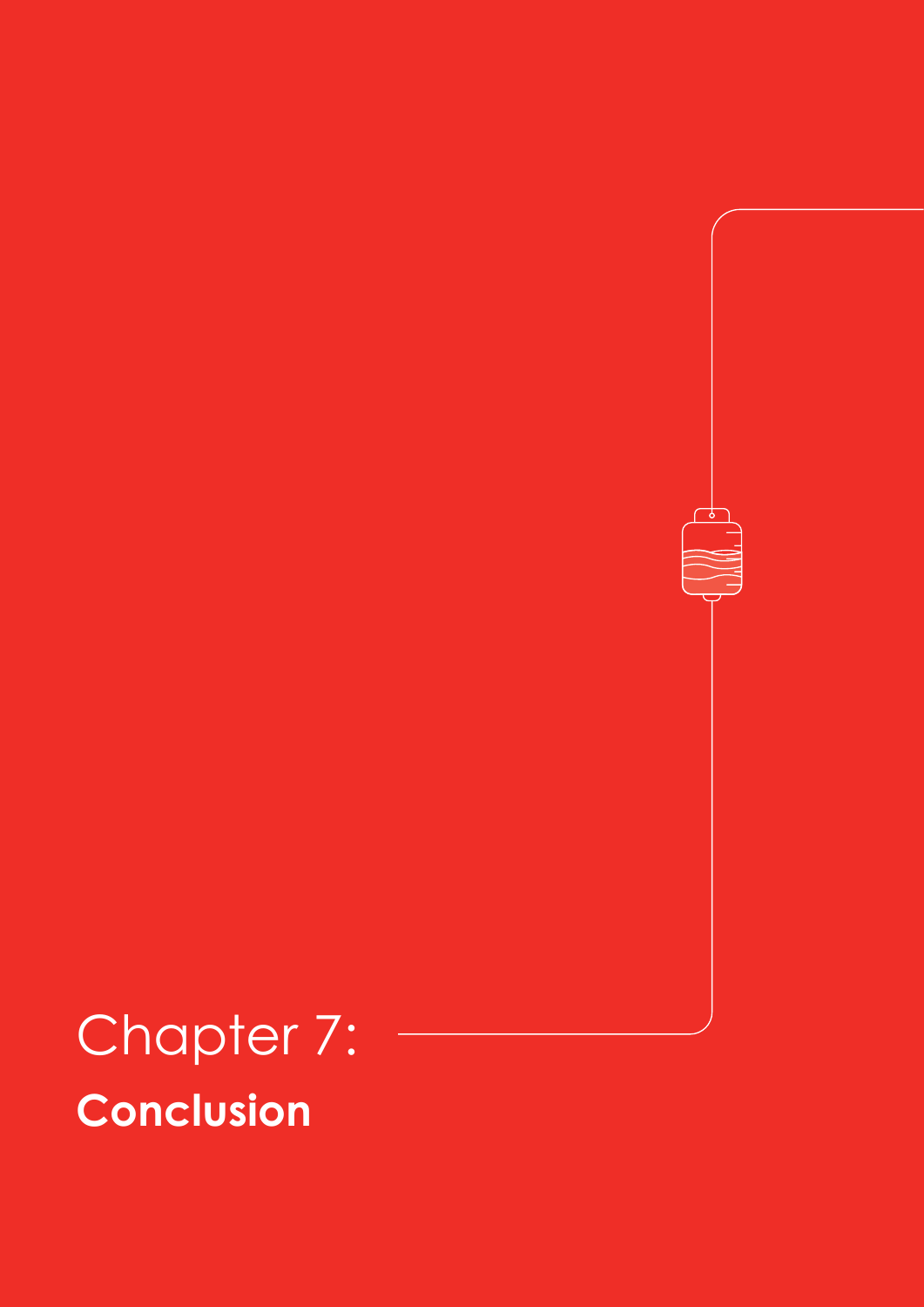# Chapter 7: **Conclusion**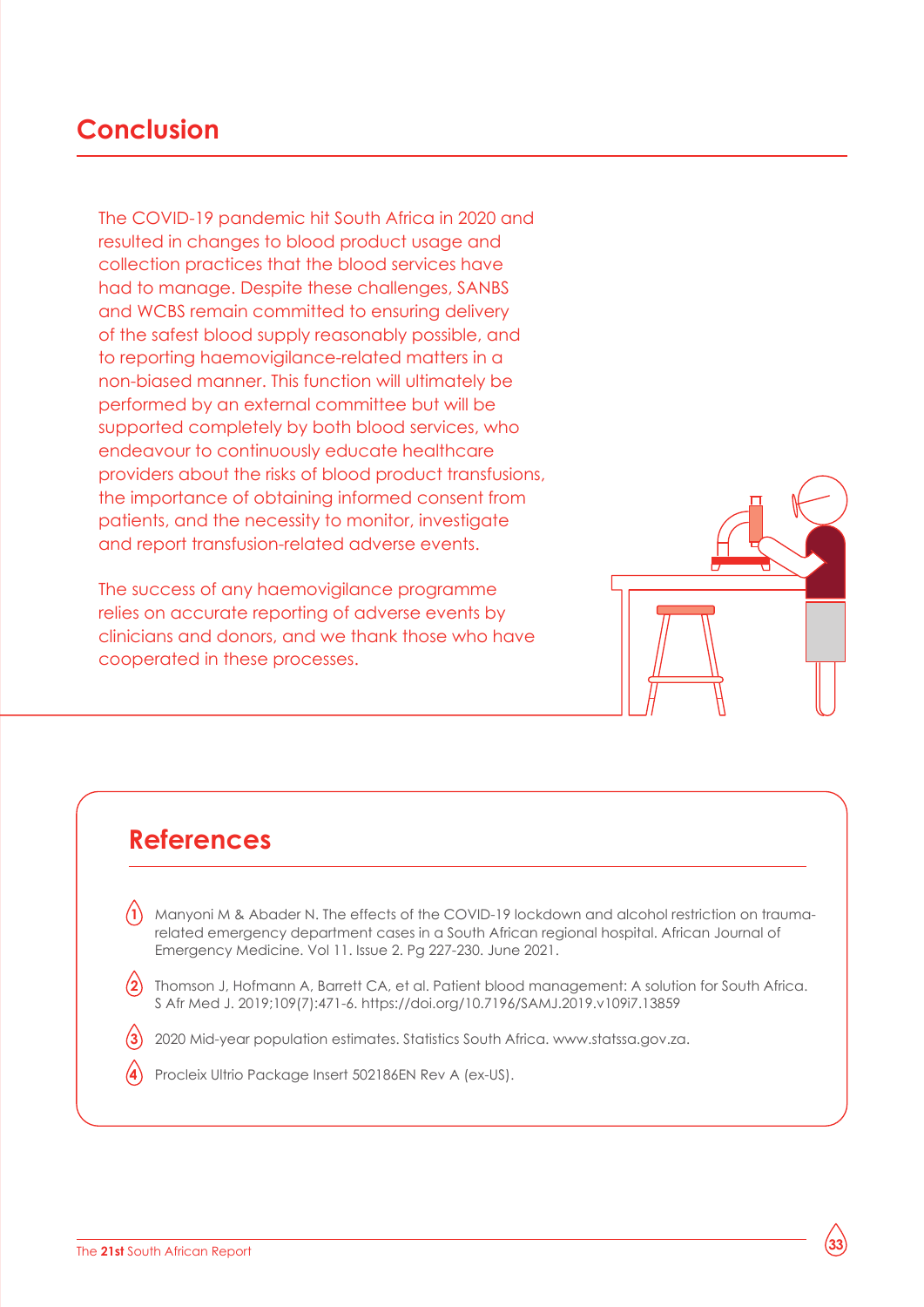## Conclusion

The COVID-19 pandemic hit South Africa in 2020 and resulted in changes to blood product usage and collection practices that the blood services have had to manage. Despite these challenges, SANBS and WCBS remain committed to ensuring delivery of the safest blood supply reasonably possible, and to reporting haemovigilance-related matters in a non-biased manner. This function will ultimately be performed by an external committee but will be supported completely by both blood services, who endeavour to continuously educate healthcare providers about the risks of blood product transfusions, the importance of obtaining informed consent from patients, and the necessity to monitor, investigate and report transfusion-related adverse events.

The success of any haemovigilance programme relies on accurate reporting of adverse events by clinicians and donors, and we thank those who have cooperated in these processes.

## References

1. Manyoni M & Abader N. The effects of the COVID-19 lockdown and alcohol restriction on trauma-related emergency department cases in a South African regional hospital. African Journal of Emergency Medicine. Vol 11. Issue 2. Pg 227-230. June 2021.
2. Thomson J, Hofmann A, Barrett CA, et al. Patient blood management: A solution for South Africa. S Afr Med J. 2019;109(7):471-6. https://doi.org/10.7196/SAMJ.2019.v109i7.13859
3. 2020 Mid-year population estimates. Statistics South Africa. www.statssa.gov.za.
4. Procleix Ultrio Package Insert 502186EN Rev A (ex-US).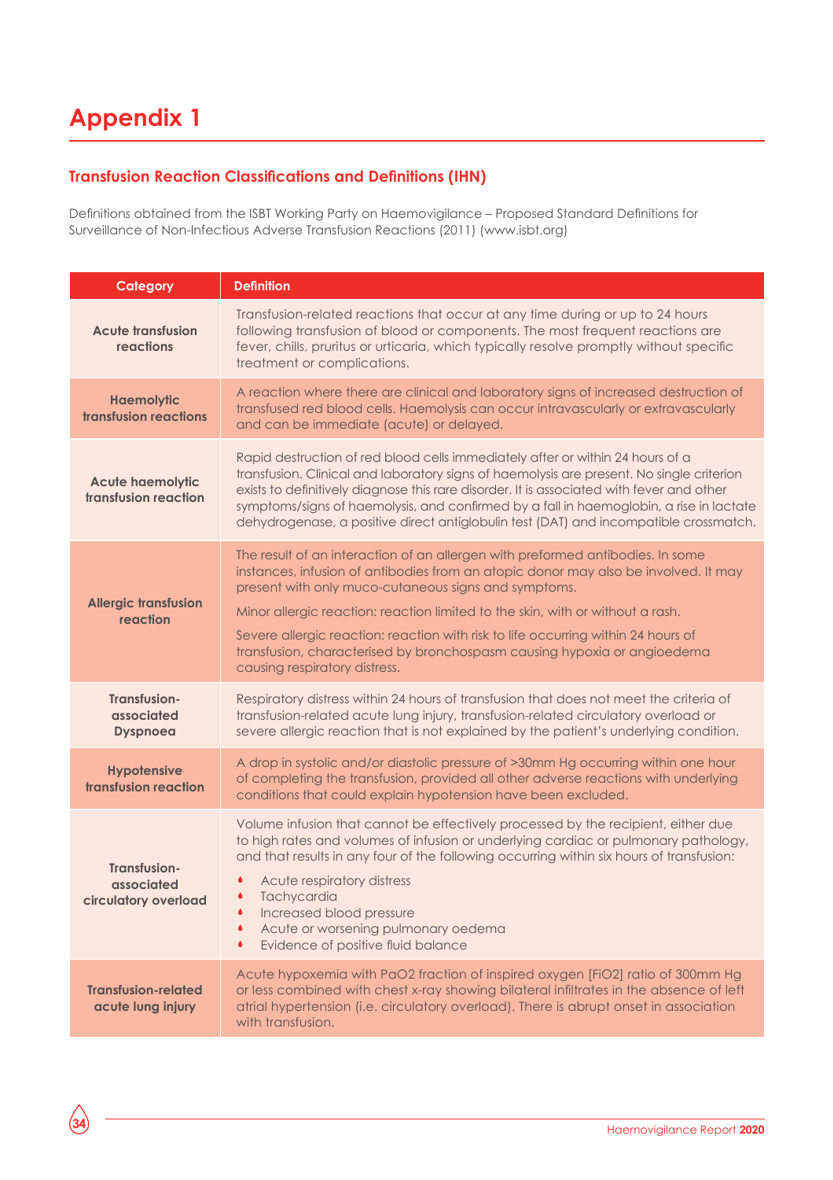# Appendix 1

### Transfusion Reaction Classifications and Definitions (IHN)

Definitions obtained from the ISBT Working Party on Haemovigilance – Proposed Standard Definitions for Surveillance of Non-Infectious Adverse Transfusion Reactions (2011) (www.isbt.org)

| Category | Definition |
|---|---|
| **Acute transfusion reactions** | Transfusion-related reactions that occur at any time during or up to 24 hours following transfusion of blood or components. The most frequent reactions are fever, chills, pruritus or urticaria, which typically resolve promptly without specific treatment or complications. |
| **Haemolytic transfusion reactions** | A reaction where there are clinical and laboratory signs of increased destruction of transfused red blood cells. Haemolysis can occur intravascularly or extravascularly and can be immediate (acute) or delayed. |
| **Acute haemolytic transfusion reaction** | Rapid destruction of red blood cells immediately after or within 24 hours of a transfusion. Clinical and laboratory signs of haemolysis are present. No single criterion exists to definitively diagnose this rare disorder. It is associated with fever and other symptoms/signs of haemolysis, and confirmed by a fall in haemoglobin, a rise in lactate dehydrogenase, a positive direct antiglobulin test (DAT) and incompatible crossmatch. |
| **Allergic transfusion reaction** | The result of an interaction of an allergen with preformed antibodies. In some instances, infusion of antibodies from an atopic donor may also be involved. It may present with only muco-cutaneous signs and symptoms.<br><br>Minor allergic reaction: reaction limited to the skin, with or without a rash.<br><br>Severe allergic reaction: reaction with risk to life occurring within 24 hours of transfusion, characterised by bronchospasm causing hypoxia or angioedema causing respiratory distress. |
| **Transfusion-associated Dyspnoea** | Respiratory distress within 24 hours of transfusion that does not meet the criteria of transfusion-related acute lung injury, transfusion-related circulatory overload or severe allergic reaction that is not explained by the patient's underlying condition. |
| **Hypotensive transfusion reaction** | A drop in systolic and/or diastolic pressure of >30mm Hg occurring within one hour of completing the transfusion, provided all other adverse reactions with underlying conditions that could explain hypotension have been excluded. |
| **Transfusion-associated circulatory overload** | Volume infusion that cannot be effectively processed by the recipient, either due to high rates and volumes of infusion or underlying cardiac or pulmonary pathology, and that results in any four of the following occurring within six hours of transfusion:<br>• Acute respiratory distress<br>• Tachycardia<br>• Increased blood pressure<br>• Acute or worsening pulmonary oedema<br>• Evidence of positive fluid balance |
| **Transfusion-related acute lung injury** | Acute hypoxemia with PaO2 fraction of inspired oxygen [FiO2] ratio of 300mm Hg or less combined with chest x-ray showing bilateral infiltrates in the absence of left atrial hypertension (i.e. circulatory overload). There is abrupt onset in association with transfusion. |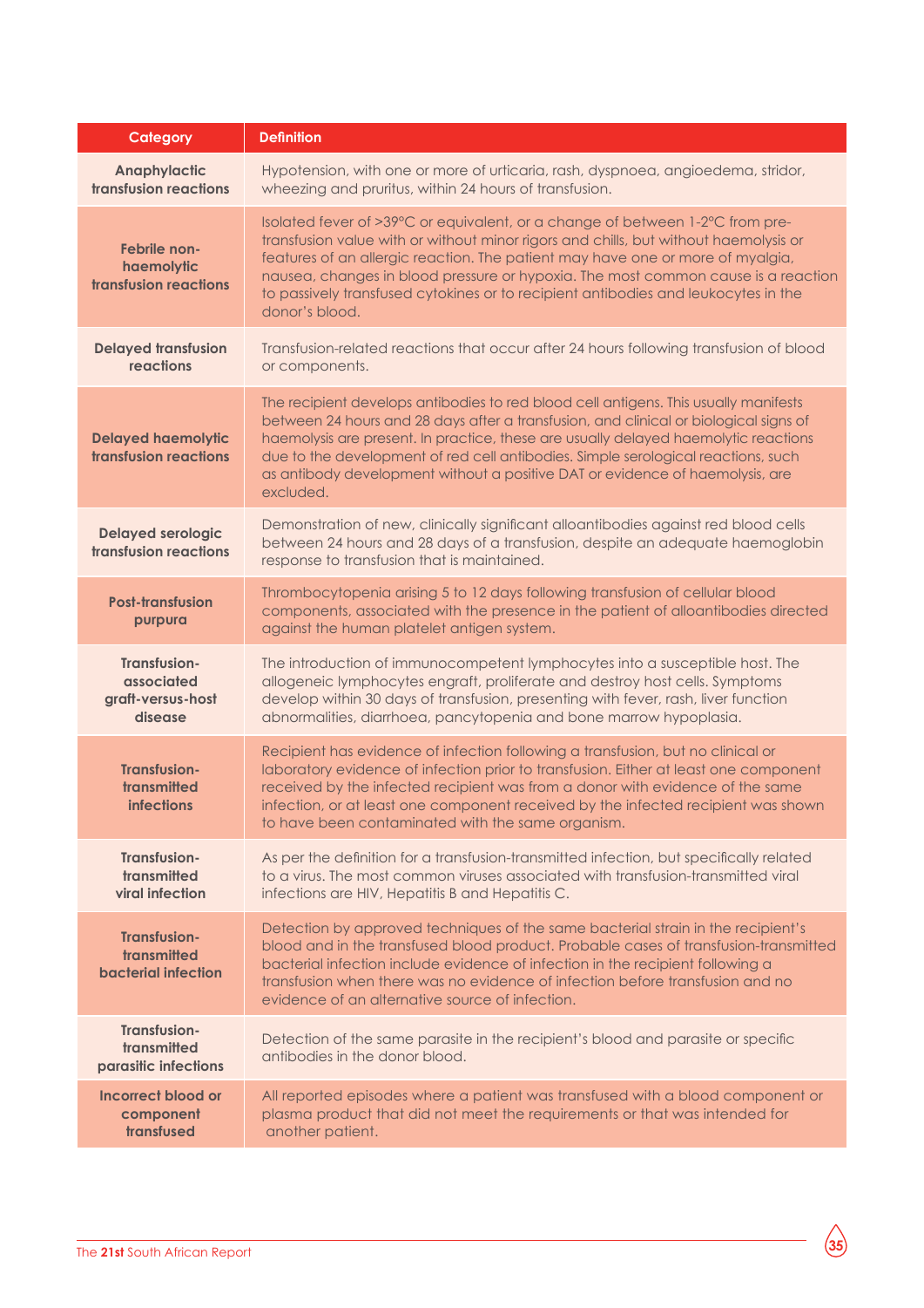| Category | Definition |
|---|---|
| **Anaphylactic transfusion reactions** | Hypotension, with one or more of urticaria, rash, dyspnoea, angioedema, stridor, wheezing and pruritus, within 24 hours of transfusion. |
| **Febrile non-haemolytic transfusion reactions** | Isolated fever of >39°C or equivalent, or a change of between 1-2°C from pre-transfusion value with or without minor rigors and chills, but without haemolysis or features of an allergic reaction. The patient may have one or more of myalgia, nausea, changes in blood pressure or hypoxia. The most common cause is a reaction to passively transfused cytokines or to recipient antibodies and leukocytes in the donor's blood. |
| **Delayed transfusion reactions** | Transfusion-related reactions that occur after 24 hours following transfusion of blood or components. |
| **Delayed haemolytic transfusion reactions** | The recipient develops antibodies to red blood cell antigens. This usually manifests between 24 hours and 28 days after a transfusion, and clinical or biological signs of haemolysis are present. In practice, these are usually delayed haemolytic reactions due to the development of red cell antibodies. Simple serological reactions, such as antibody development without a positive DAT or evidence of haemolysis, are excluded. |
| **Delayed serologic transfusion reactions** | Demonstration of new, clinically significant alloantibodies against red blood cells between 24 hours and 28 days of a transfusion, despite an adequate haemoglobin response to transfusion that is maintained. |
| **Post-transfusion purpura** | Thrombocytopenia arising 5 to 12 days following transfusion of cellular blood components, associated with the presence in the patient of alloantibodies directed against the human platelet antigen system. |
| **Transfusion-associated graft-versus-host disease** | The introduction of immunocompetent lymphocytes into a susceptible host. The allogeneic lymphocytes engraft, proliferate and destroy host cells. Symptoms develop within 30 days of transfusion, presenting with fever, rash, liver function abnormalities, diarrhoea, pancytopenia and bone marrow hypoplasia. |
| **Transfusion-transmitted infections** | Recipient has evidence of infection following a transfusion, but no clinical or laboratory evidence of infection prior to transfusion. Either at least one component received by the infected recipient was from a donor with evidence of the same infection, or at least one component received by the infected recipient was shown to have been contaminated with the same organism. |
| **Transfusion-transmitted viral infection** | As per the definition for a transfusion-transmitted infection, but specifically related to a virus. The most common viruses associated with transfusion-transmitted viral infections are HIV, Hepatitis B and Hepatitis C. |
| **Transfusion-transmitted bacterial infection** | Detection by approved techniques of the same bacterial strain in the recipient's blood and in the transfused blood product. Probable cases of transfusion-transmitted bacterial infection include evidence of infection in the recipient following a transfusion when there was no evidence of infection before transfusion and no evidence of an alternative source of infection. |
| **Transfusion-transmitted parasitic infections** | Detection of the same parasite in the recipient's blood and parasite or specific antibodies in the donor blood. |
| **Incorrect blood or component transfused** | All reported episodes where a patient was transfused with a blood component or plasma product that did not meet the requirements or that was intended for another patient. |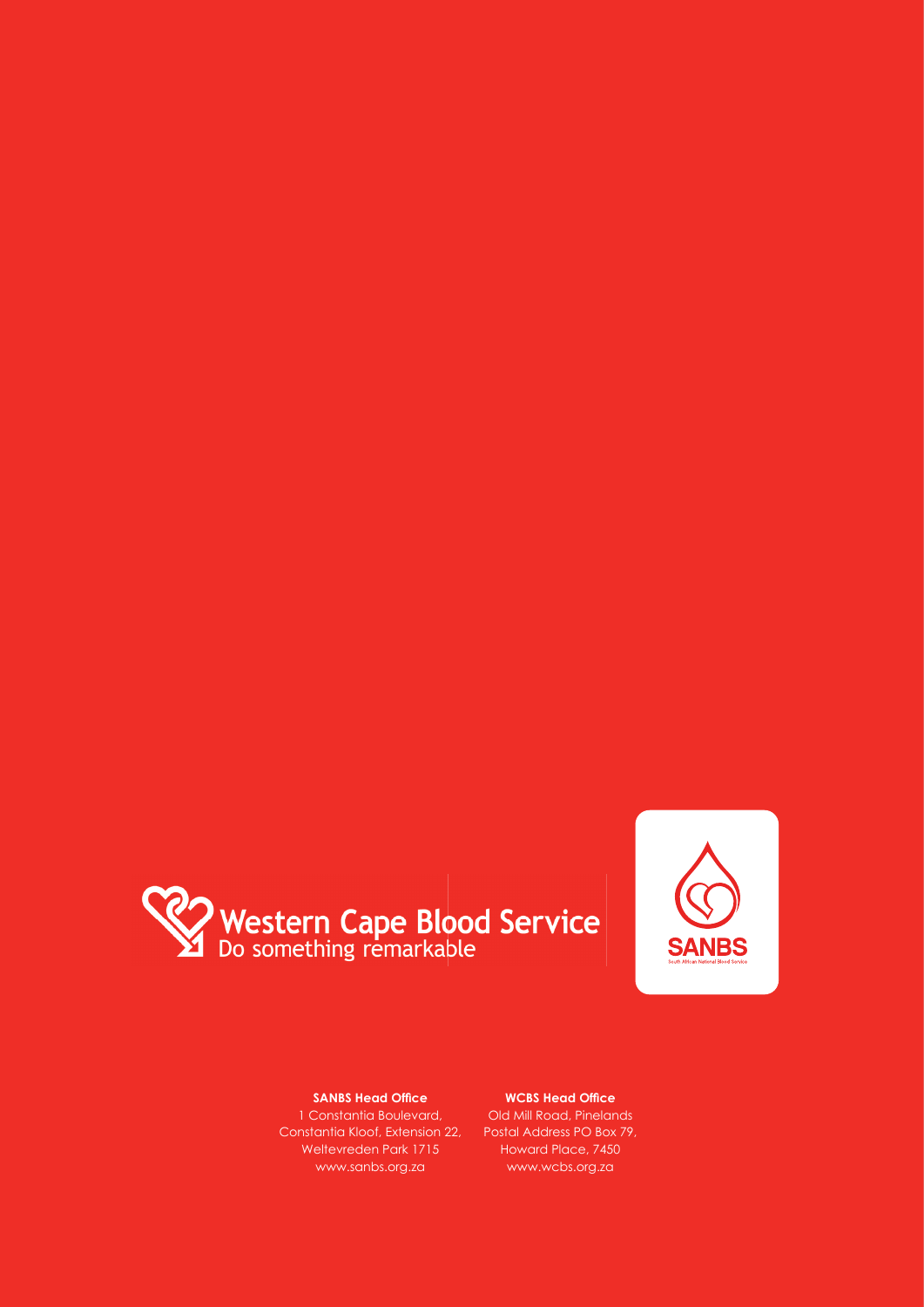Western Cape Blood Service
Do something remarkable

SANBS
South African National Blood Service

**SANBS Head Office**
1 Constantia Boulevard,
Constantia Kloof, Extension 22,
Weltevreden Park 1715
www.sanbs.org.za

**WCBS Head Office**
Old Mill Road, Pinelands
Postal Address PO Box 79,
Howard Place, 7450
www.wcbs.org.za